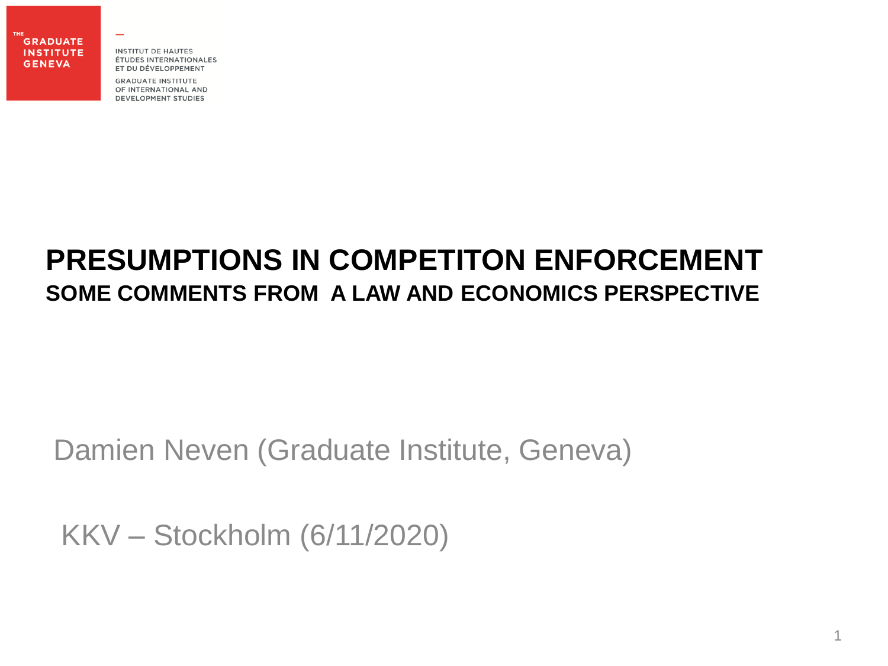THE GRADUATE INSTITUTE GENEVA

INSTITUT DE HAUTES ÉTUDES INTERNATIONALES ET DU DÉVELOPPEMENT

GRADUATE INSTITUTE OF INTERNATIONAL AND DEVELOPMENT STUDIES

# PRESUMPTIONS IN COMPETITON ENFORCEMENT

## SOME COMMENTS FROM A LAW AND ECONOMICS PERSPECTIVE

Damien Neven (Graduate Institute, Geneva)

KKV – Stockholm (6/11/2020)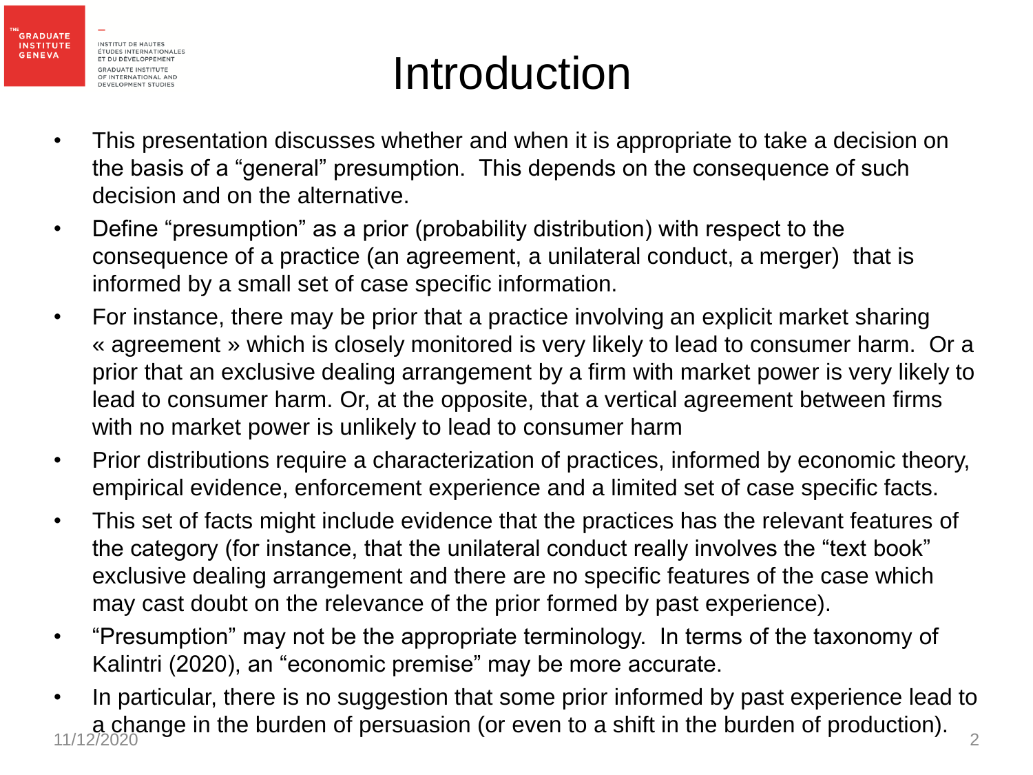# Introduction

- This presentation discusses whether and when it is appropriate to take a decision on the basis of a “general” presumption. This depends on the consequence of such decision and on the alternative.
- Define “presumption” as a prior (probability distribution) with respect to the consequence of a practice (an agreement, a unilateral conduct, a merger) that is informed by a small set of case specific information.
- For instance, there may be prior that a practice involving an explicit market sharing « agreement » which is closely monitored is very likely to lead to consumer harm. Or a prior that an exclusive dealing arrangement by a firm with market power is very likely to lead to consumer harm. Or, at the opposite, that a vertical agreement between firms with no market power is unlikely to lead to consumer harm
- Prior distributions require a characterization of practices, informed by economic theory, empirical evidence, enforcement experience and a limited set of case specific facts.
- This set of facts might include evidence that the practices has the relevant features of the category (for instance, that the unilateral conduct really involves the “text book” exclusive dealing arrangement and there are no specific features of the case which may cast doubt on the relevance of the prior formed by past experience).
- “Presumption” may not be the appropriate terminology. In terms of the taxonomy of Kalintri (2020), an “economic premise” may be more accurate.
- In particular, there is no suggestion that some prior informed by past experience lead to a change in the burden of persuasion (or even to a shift in the burden of production).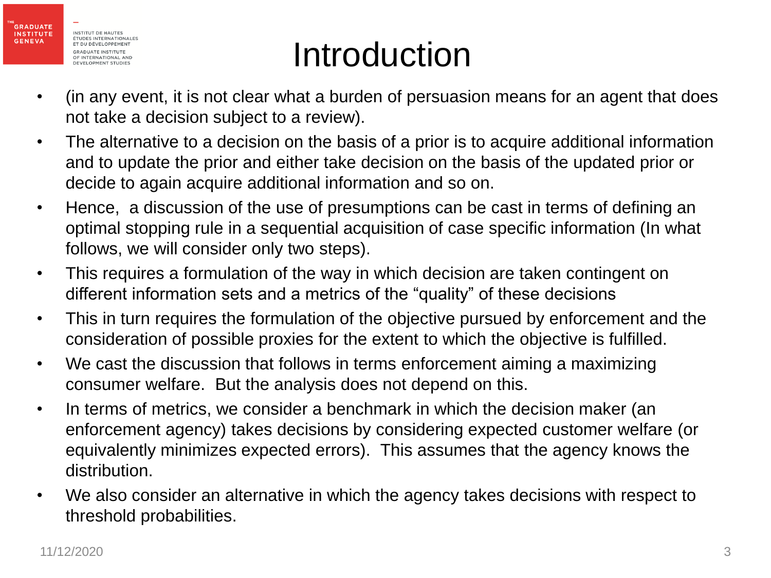# Introduction

- (in any event, it is not clear what a burden of persuasion means for an agent that does not take a decision subject to a review).
- The alternative to a decision on the basis of a prior is to acquire additional information and to update the prior and either take decision on the basis of the updated prior or decide to again acquire additional information and so on.
- Hence, a discussion of the use of presumptions can be cast in terms of defining an optimal stopping rule in a sequential acquisition of case specific information (In what follows, we will consider only two steps).
- This requires a formulation of the way in which decision are taken contingent on different information sets and a metrics of the "quality" of these decisions
- This in turn requires the formulation of the objective pursued by enforcement and the consideration of possible proxies for the extent to which the objective is fulfilled.
- We cast the discussion that follows in terms enforcement aiming a maximizing consumer welfare. But the analysis does not depend on this.
- In terms of metrics, we consider a benchmark in which the decision maker (an enforcement agency) takes decisions by considering expected customer welfare (or equivalently minimizes expected errors). This assumes that the agency knows the distribution.
- We also consider an alternative in which the agency takes decisions with respect to threshold probabilities.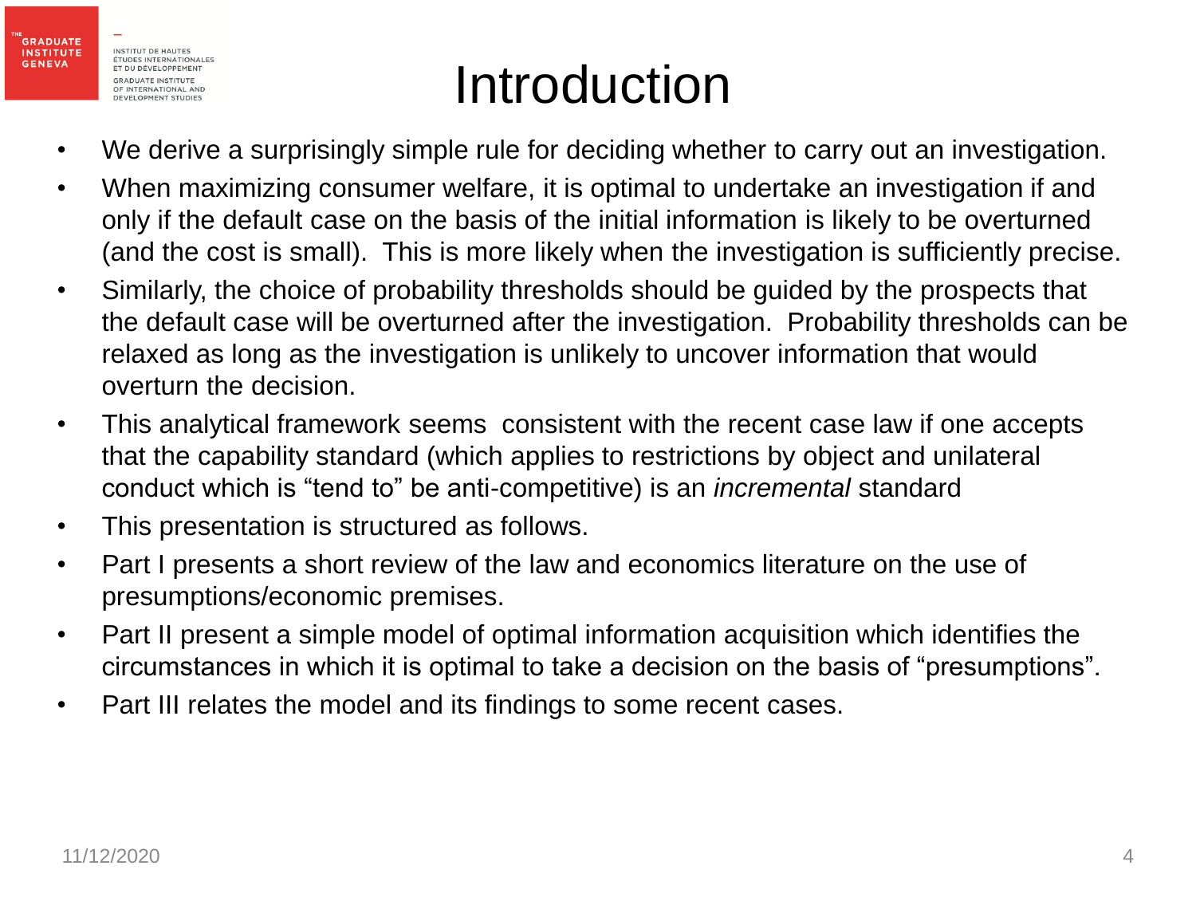# Introduction

- We derive a surprisingly simple rule for deciding whether to carry out an investigation.
- When maximizing consumer welfare, it is optimal to undertake an investigation if and only if the default case on the basis of the initial information is likely to be overturned (and the cost is small). This is more likely when the investigation is sufficiently precise.
- Similarly, the choice of probability thresholds should be guided by the prospects that the default case will be overturned after the investigation. Probability thresholds can be relaxed as long as the investigation is unlikely to uncover information that would overturn the decision.
- This analytical framework seems consistent with the recent case law if one accepts that the capability standard (which applies to restrictions by object and unilateral conduct which is "tend to" be anti-competitive) is an *incremental* standard
- This presentation is structured as follows.
- Part I presents a short review of the law and economics literature on the use of presumptions/economic premises.
- Part II present a simple model of optimal information acquisition which identifies the circumstances in which it is optimal to take a decision on the basis of "presumptions".
- Part III relates the model and its findings to some recent cases.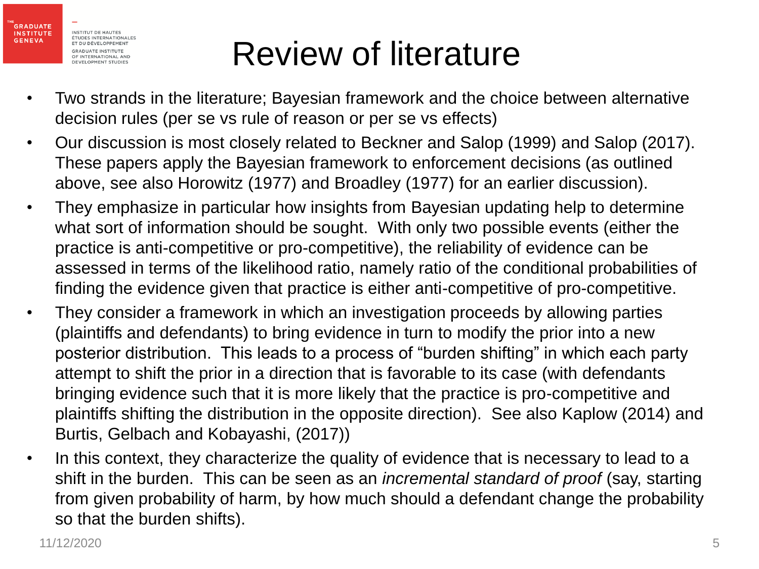# Review of literature

- Two strands in the literature; Bayesian framework and the choice between alternative decision rules (per se vs rule of reason or per se vs effects)
- Our discussion is most closely related to Beckner and Salop (1999) and Salop (2017). These papers apply the Bayesian framework to enforcement decisions (as outlined above, see also Horowitz (1977) and Broadley (1977) for an earlier discussion).
- They emphasize in particular how insights from Bayesian updating help to determine what sort of information should be sought. With only two possible events (either the practice is anti-competitive or pro-competitive), the reliability of evidence can be assessed in terms of the likelihood ratio, namely ratio of the conditional probabilities of finding the evidence given that practice is either anti-competitive of pro-competitive.
- They consider a framework in which an investigation proceeds by allowing parties (plaintiffs and defendants) to bring evidence in turn to modify the prior into a new posterior distribution. This leads to a process of "burden shifting" in which each party attempt to shift the prior in a direction that is favorable to its case (with defendants bringing evidence such that it is more likely that the practice is pro-competitive and plaintiffs shifting the distribution in the opposite direction). See also Kaplow (2014) and Burtis, Gelbach and Kobayashi, (2017))
- In this context, they characterize the quality of evidence that is necessary to lead to a shift in the burden. This can be seen as an *incremental standard of proof* (say, starting from given probability of harm, by how much should a defendant change the probability so that the burden shifts).

11/12/2020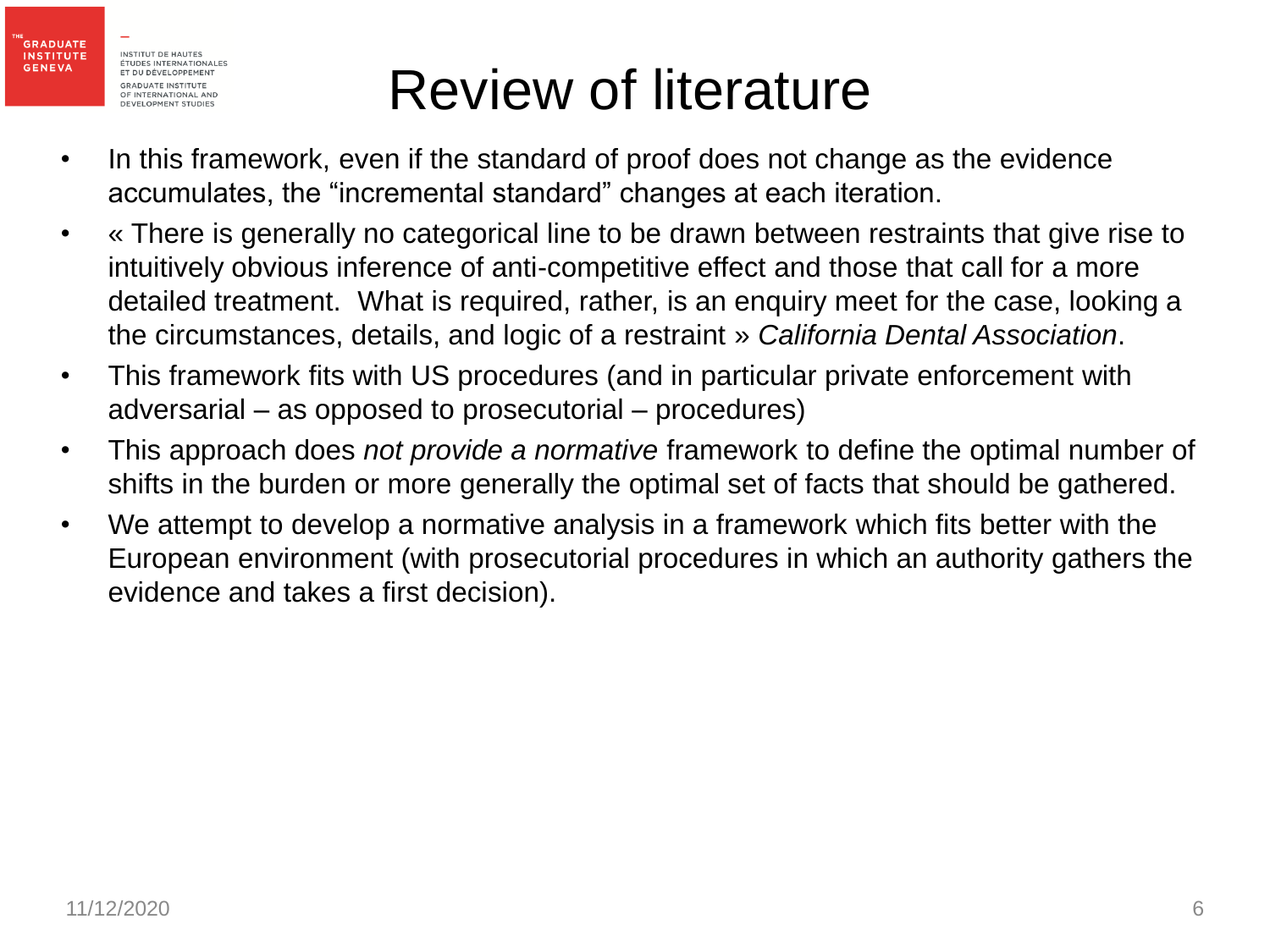# Review of literature

- In this framework, even if the standard of proof does not change as the evidence accumulates, the "incremental standard" changes at each iteration.
- « There is generally no categorical line to be drawn between restraints that give rise to intuitively obvious inference of anti-competitive effect and those that call for a more detailed treatment. What is required, rather, is an enquiry meet for the case, looking a the circumstances, details, and logic of a restraint » *California Dental Association*.
- This framework fits with US procedures (and in particular private enforcement with adversarial – as opposed to prosecutorial – procedures)
- This approach does *not provide a normative* framework to define the optimal number of shifts in the burden or more generally the optimal set of facts that should be gathered.
- We attempt to develop a normative analysis in a framework which fits better with the European environment (with prosecutorial procedures in which an authority gathers the evidence and takes a first decision).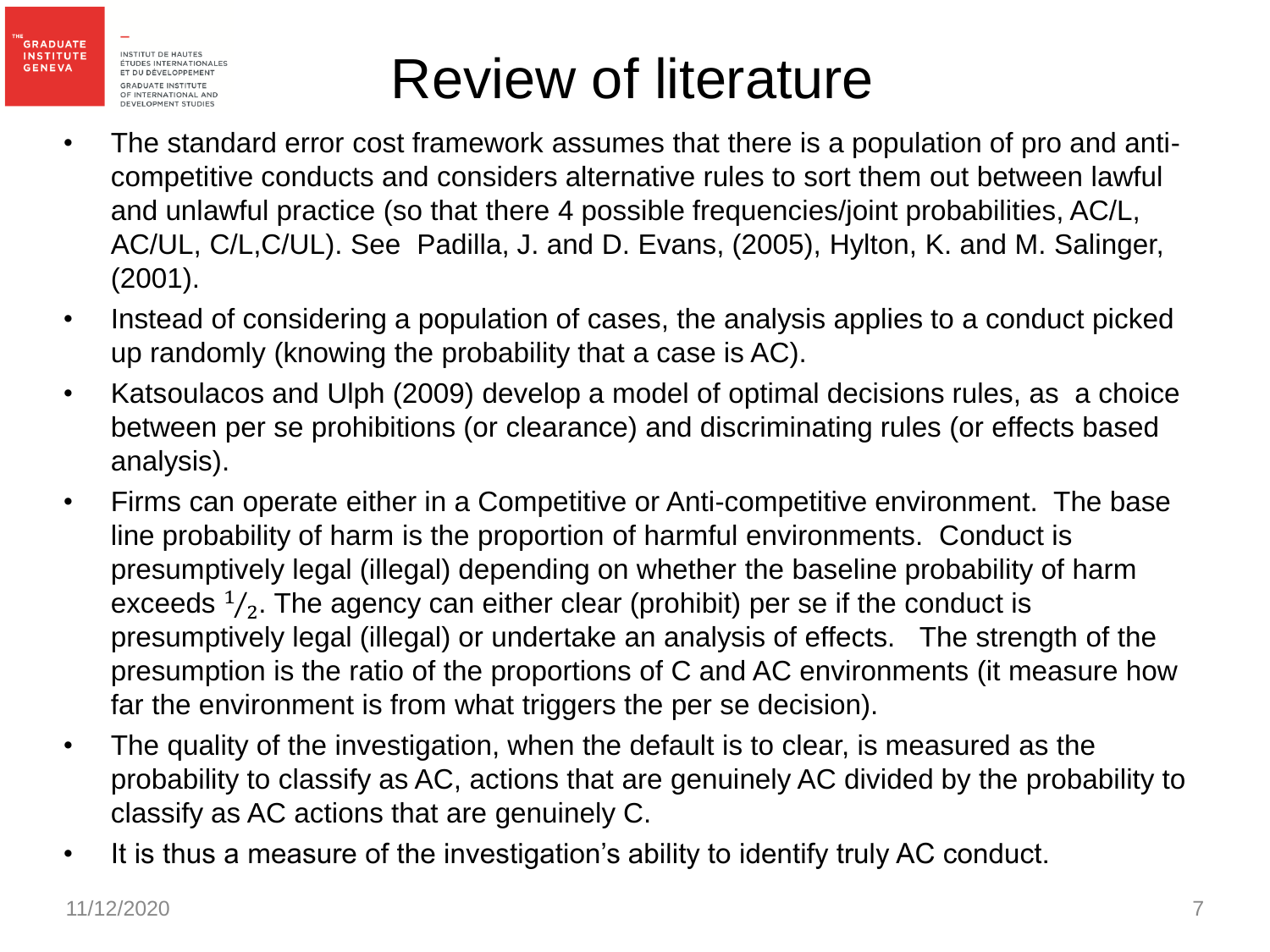# Review of literature

- The standard error cost framework assumes that there is a population of pro and anti-competitive conducts and considers alternative rules to sort them out between lawful and unlawful practice (so that there 4 possible frequencies/joint probabilities, AC/L, AC/UL, C/L,C/UL). See Padilla, J. and D. Evans, (2005), Hylton, K. and M. Salinger, (2001).
- Instead of considering a population of cases, the analysis applies to a conduct picked up randomly (knowing the probability that a case is AC).
- Katsoulacos and Ulph (2009) develop a model of optimal decisions rules, as a choice between per se prohibitions (or clearance) and discriminating rules (or effects based analysis).
- Firms can operate either in a Competitive or Anti-competitive environment. The base line probability of harm is the proportion of harmful environments. Conduct is presumptively legal (illegal) depending on whether the baseline probability of harm exceeds $1/_2$. The agency can either clear (prohibit) per se if the conduct is presumptively legal (illegal) or undertake an analysis of effects. The strength of the presumption is the ratio of the proportions of C and AC environments (it measure how far the environment is from what triggers the per se decision).
- The quality of the investigation, when the default is to clear, is measured as the probability to classify as AC, actions that are genuinely AC divided by the probability to classify as AC actions that are genuinely C.
- It is thus a measure of the investigation's ability to identify truly AC conduct.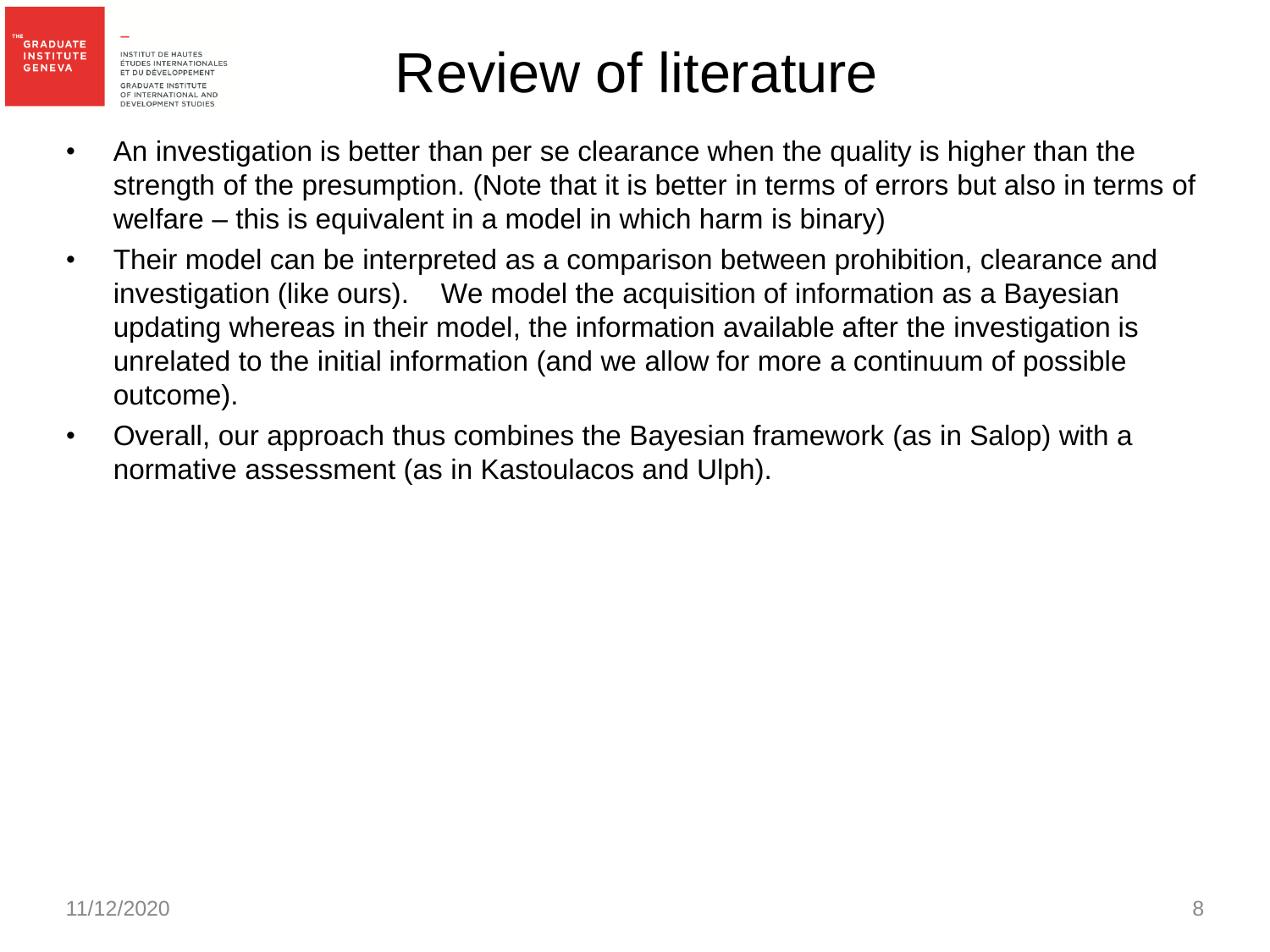# Review of literature

- An investigation is better than per se clearance when the quality is higher than the strength of the presumption. (Note that it is better in terms of errors but also in terms of welfare – this is equivalent in a model in which harm is binary)
- Their model can be interpreted as a comparison between prohibition, clearance and investigation (like ours). We model the acquisition of information as a Bayesian updating whereas in their model, the information available after the investigation is unrelated to the initial information (and we allow for more a continuum of possible outcome).
- Overall, our approach thus combines the Bayesian framework (as in Salop) with a normative assessment (as in Kastoulacos and Ulph).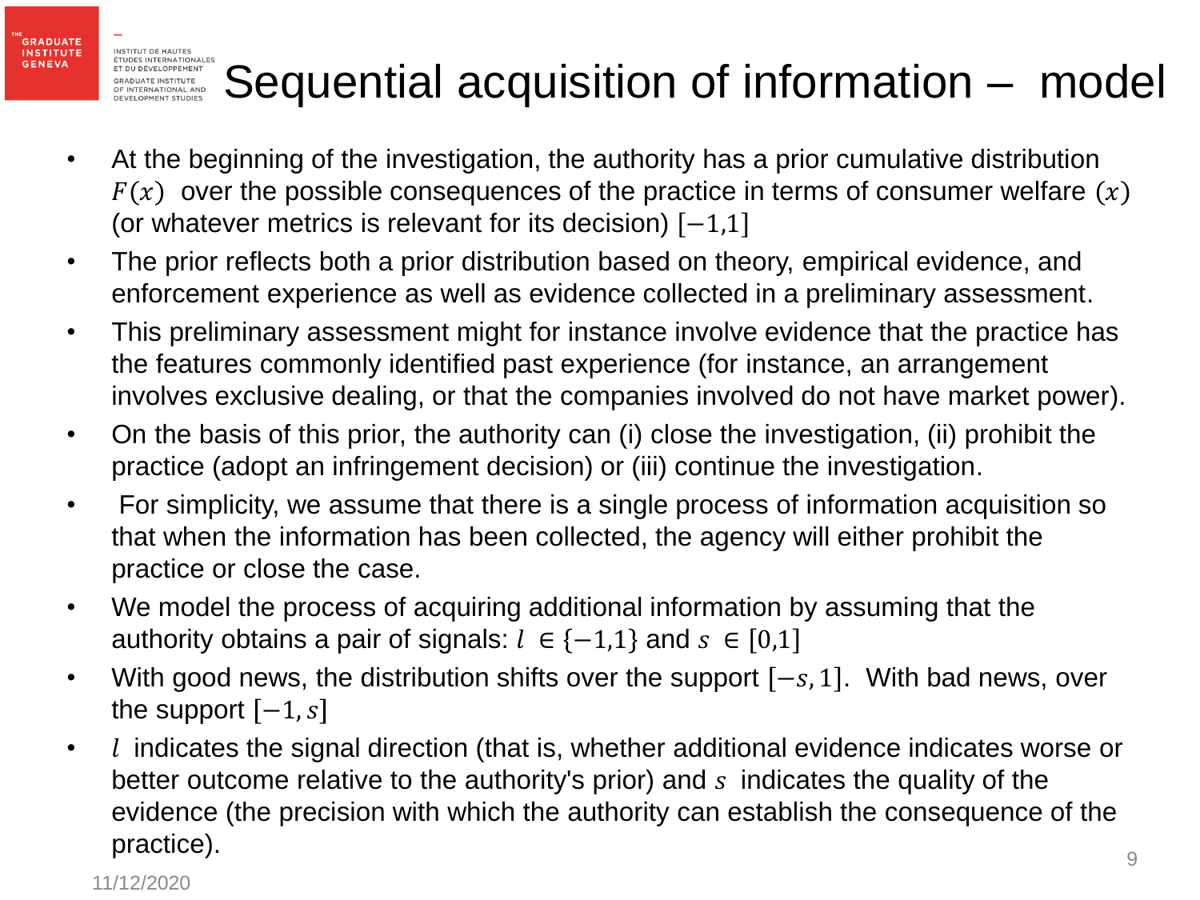# Sequential acquisition of information – model

- At the beginning of the investigation, the authority has a prior cumulative distribution $F(x)$ over the possible consequences of the practice in terms of consumer welfare $(x)$ (or whatever metrics is relevant for its decision) $[-1,1]$
- The prior reflects both a prior distribution based on theory, empirical evidence, and enforcement experience as well as evidence collected in a preliminary assessment.
- This preliminary assessment might for instance involve evidence that the practice has the features commonly identified past experience (for instance, an arrangement involves exclusive dealing, or that the companies involved do not have market power).
- On the basis of this prior, the authority can (i) close the investigation, (ii) prohibit the practice (adopt an infringement decision) or (iii) continue the investigation.
- For simplicity, we assume that there is a single process of information acquisition so that when the information has been collected, the agency will either prohibit the practice or close the case.
- We model the process of acquiring additional information by assuming that the authority obtains a pair of signals: $l \in \{-1,1\}$ and $s \in [0,1]$
- With good news, the distribution shifts over the support $[-s, 1]$. With bad news, over the support $[-1, s]$
- $l$ indicates the signal direction (that is, whether additional evidence indicates worse or better outcome relative to the authority's prior) and $s$ indicates the quality of the evidence (the precision with which the authority can establish the consequence of the practice).

11/12/2020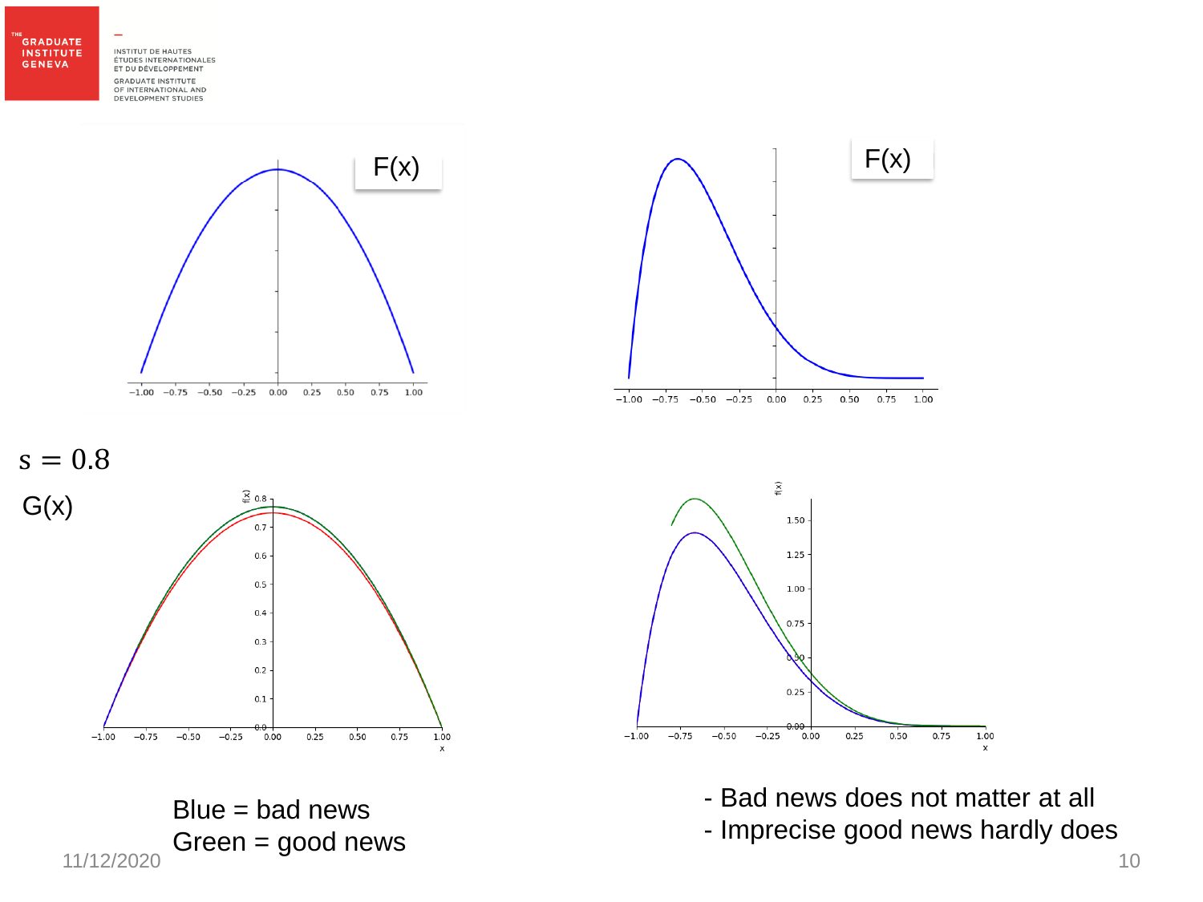F(x)

F(x)

$s = 0.8$

G(x)

Blue = bad news
Green = good news

- Bad news does not matter at all
- Imprecise good news hardly does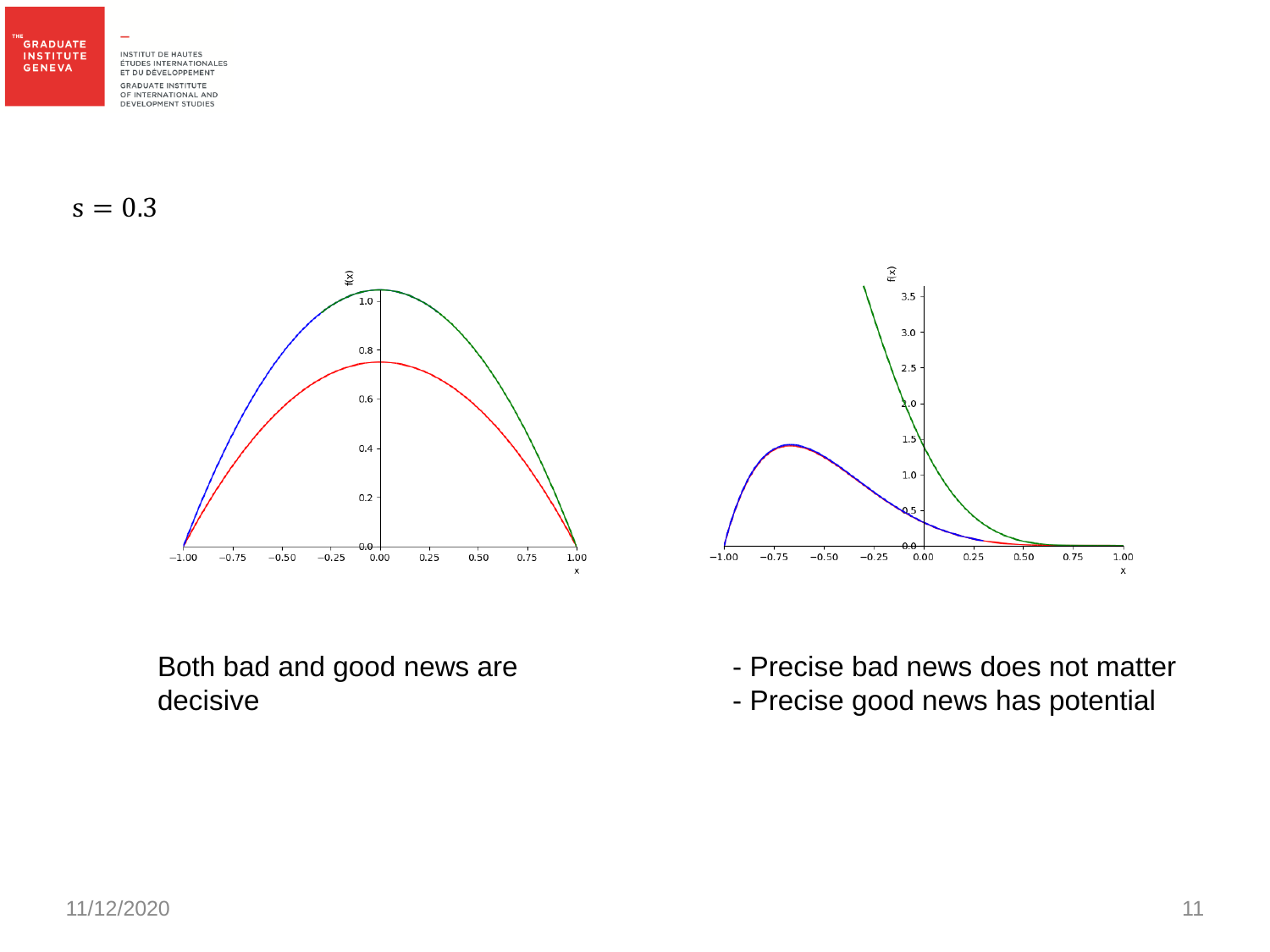$s = 0.3$

Both bad and good news are decisive

- Precise bad news does not matter
- Precise good news has potential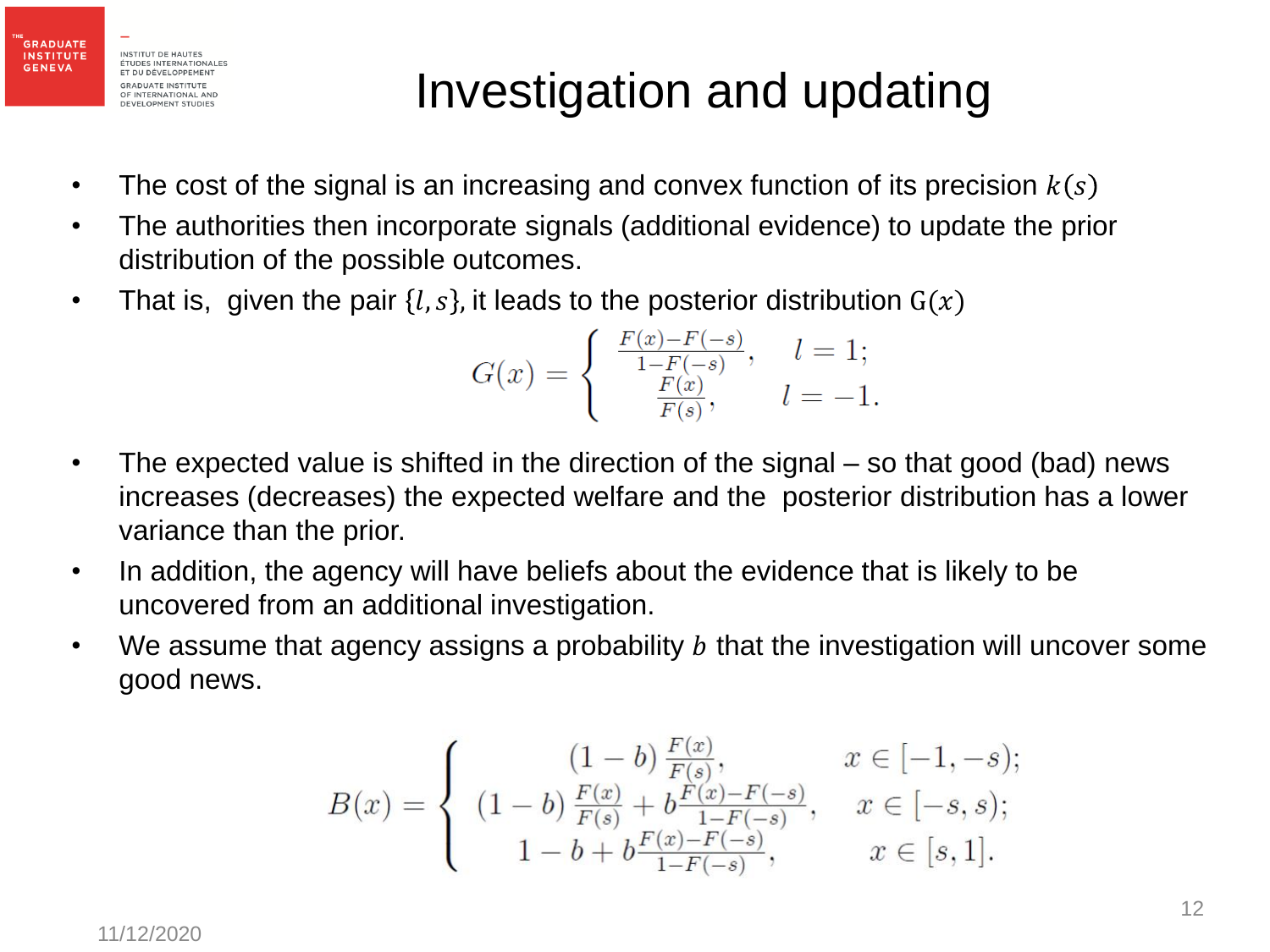# Investigation and updating

- The cost of the signal is an increasing and convex function of its precision $k(s)$
- The authorities then incorporate signals (additional evidence) to update the prior distribution of the possible outcomes.
- That is, given the pair $\{l, s\}$, it leads to the posterior distribution $\mathrm{G}(x)$

$$
G(x) = \begin{cases} \frac{F(x) - F(-s)}{1 - F(-s)}, & l = 1; \\ \frac{F(x)}{F(s)}, & l = -1. \end{cases}
$$

- The expected value is shifted in the direction of the signal – so that good (bad) news increases (decreases) the expected welfare and the posterior distribution has a lower variance than the prior.
- In addition, the agency will have beliefs about the evidence that is likely to be uncovered from an additional investigation.
- We assume that agency assigns a probability $b$ that the investigation will uncover some good news.

$$
B(x) = \begin{cases} (1 - b)\frac{F(x)}{F(s)}, & x \in [-1, -s); \\ (1 - b)\frac{F(x)}{F(s)} + b\frac{F(x) - F(-s)}{1 - F(-s)}, & x \in [-s, s); \\ 1 - b + b\frac{F(x) - F(-s)}{1 - F(-s)}, & x \in [s, 1]. \end{cases}
$$

11/12/2020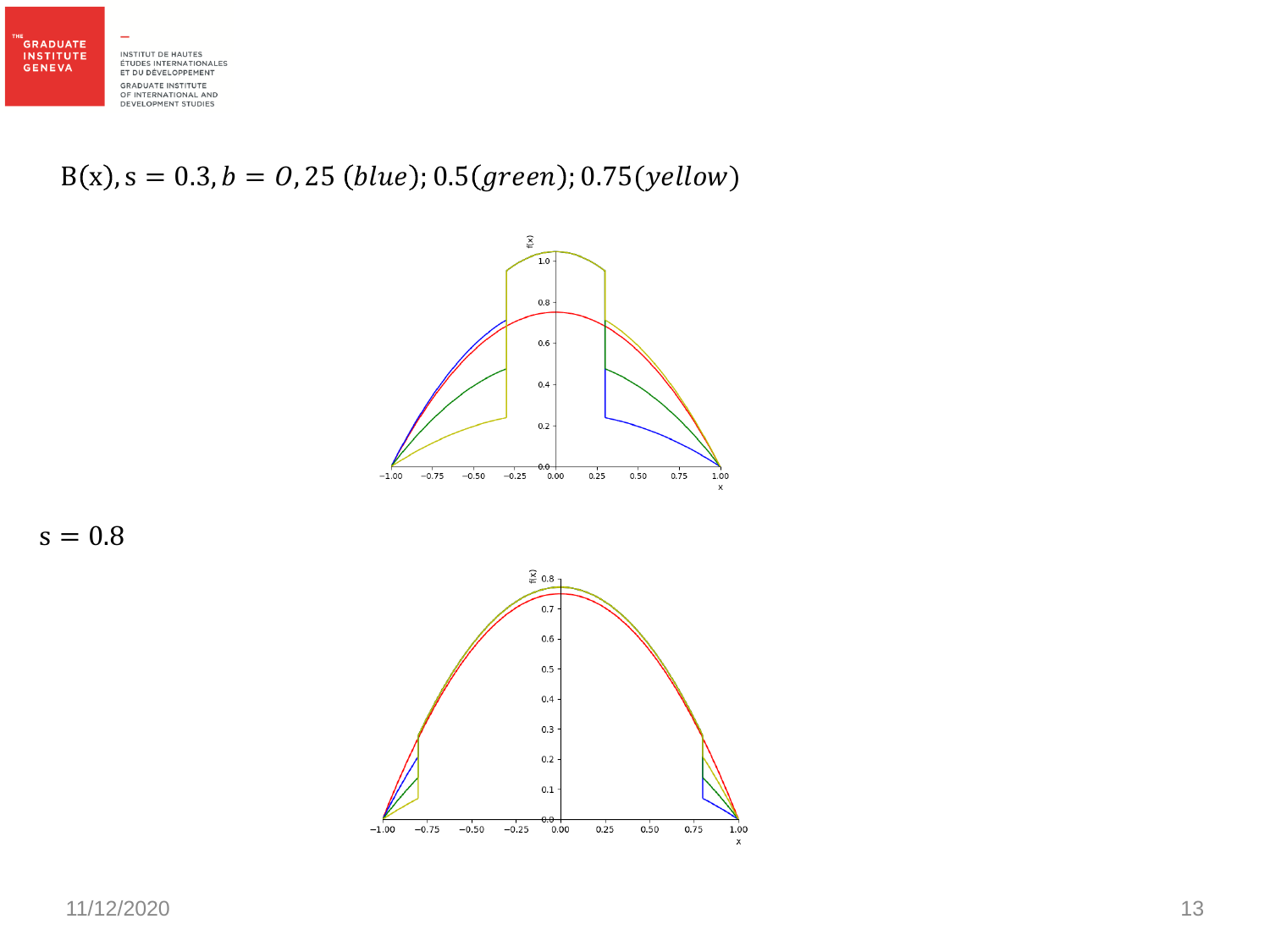$B(x), s = 0.3, b = O, 25$ $(blue)$; $0.5(green)$; $0.75(yellow)$

$s = 0.8$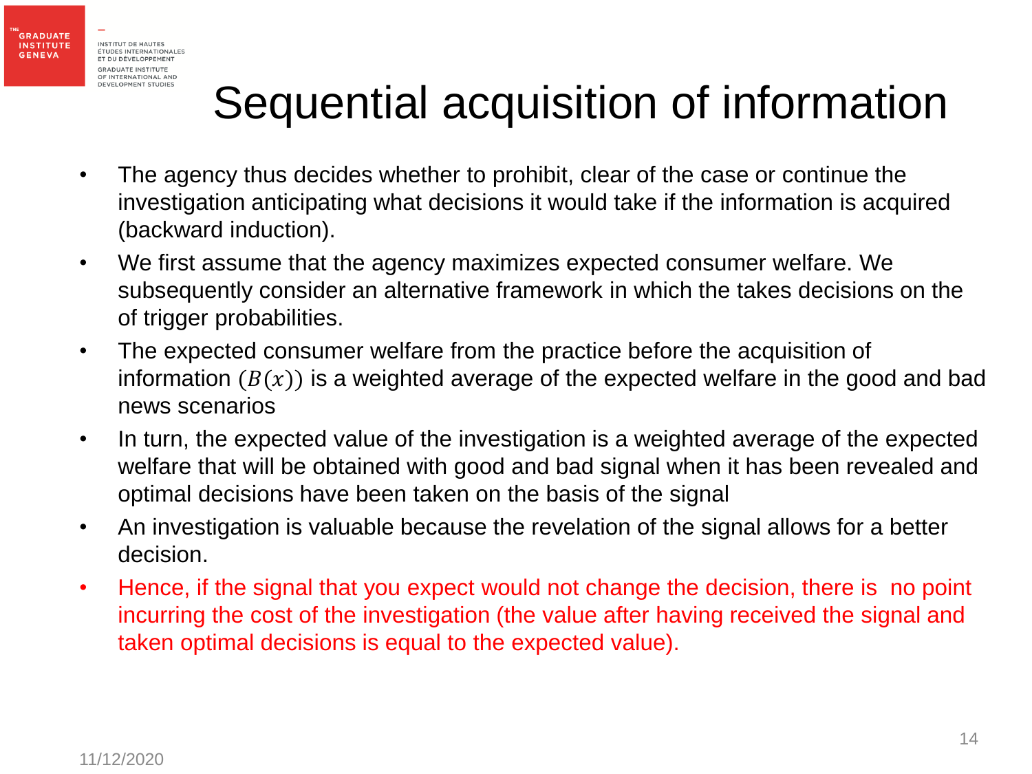# Sequential acquisition of information

- The agency thus decides whether to prohibit, clear of the case or continue the investigation anticipating what decisions it would take if the information is acquired (backward induction).
- We first assume that the agency maximizes expected consumer welfare. We subsequently consider an alternative framework in which the takes decisions on the of trigger probabilities.
- The expected consumer welfare from the practice before the acquisition of information ($B(x)$) is a weighted average of the expected welfare in the good and bad news scenarios
- In turn, the expected value of the investigation is a weighted average of the expected welfare that will be obtained with good and bad signal when it has been revealed and optimal decisions have been taken on the basis of the signal
- An investigation is valuable because the revelation of the signal allows for a better decision.
- Hence, if the signal that you expect would not change the decision, there is no point incurring the cost of the investigation (the value after having received the signal and taken optimal decisions is equal to the expected value).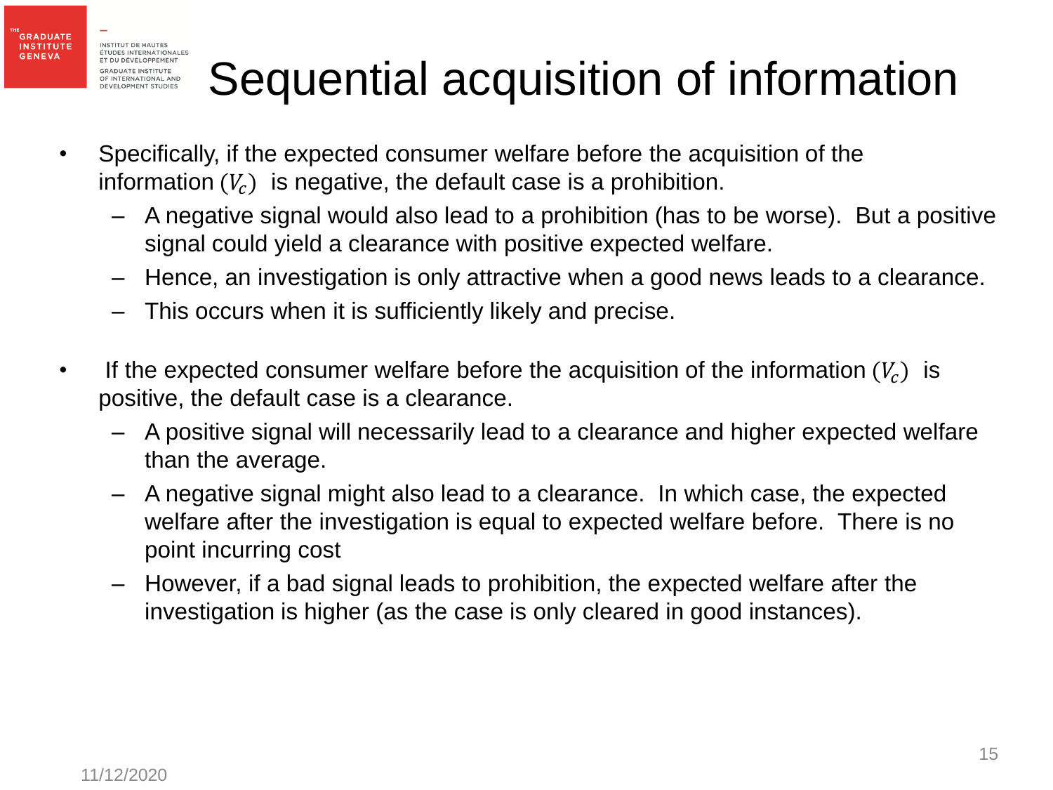# Sequential acquisition of information

- Specifically, if the expected consumer welfare before the acquisition of the information ($V_c$) is negative, the default case is a prohibition.
  - A negative signal would also lead to a prohibition (has to be worse). But a positive signal could yield a clearance with positive expected welfare.
  - Hence, an investigation is only attractive when a good news leads to a clearance.
  - This occurs when it is sufficiently likely and precise.

- If the expected consumer welfare before the acquisition of the information ($V_c$) is positive, the default case is a clearance.
  - A positive signal will necessarily lead to a clearance and higher expected welfare than the average.
  - A negative signal might also lead to a clearance. In which case, the expected welfare after the investigation is equal to expected welfare before. There is no point incurring cost
  - However, if a bad signal leads to prohibition, the expected welfare after the investigation is higher (as the case is only cleared in good instances).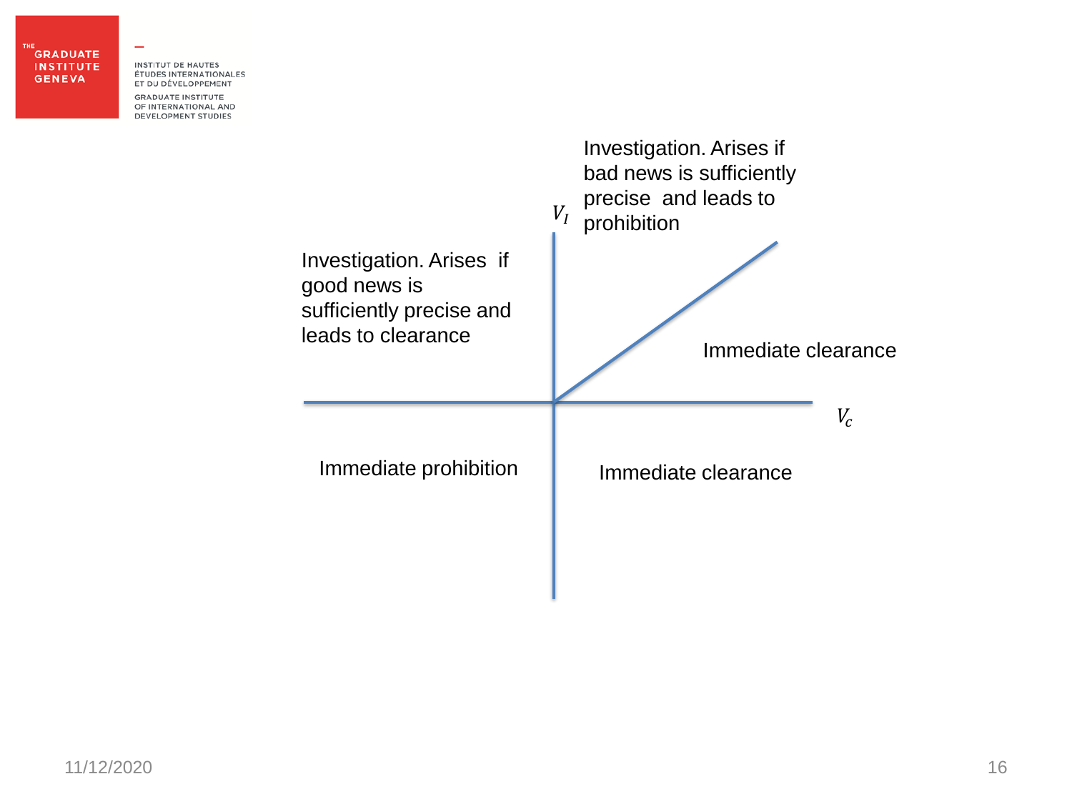Investigation. Arises if bad news is sufficiently precise and leads to prohibition

$V_I$

Investigation. Arises if good news is sufficiently precise and leads to clearance

Immediate clearance

$V_c$

Immediate prohibition

Immediate clearance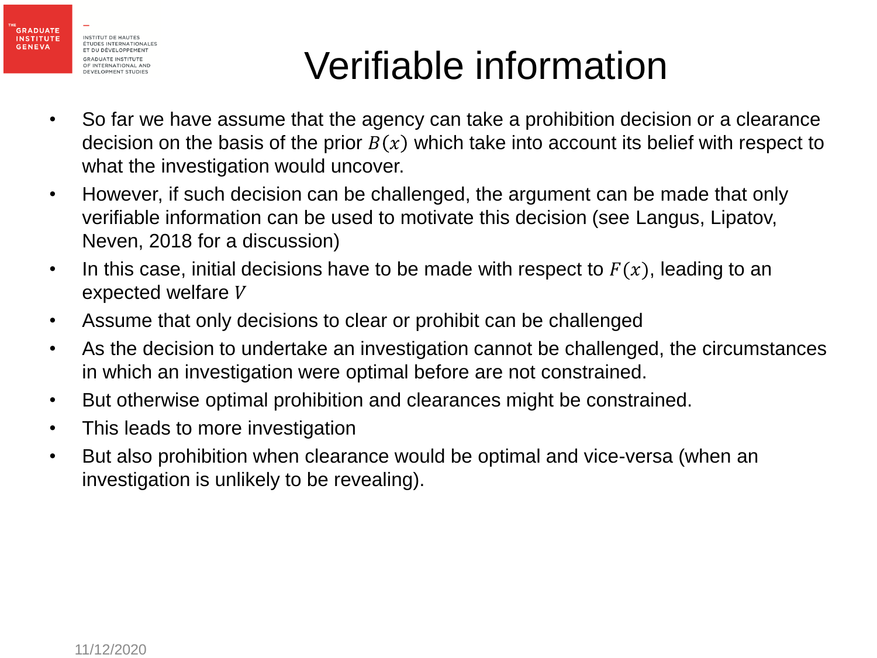# Verifiable information

- So far we have assume that the agency can take a prohibition decision or a clearance decision on the basis of the prior $B(x)$ which take into account its belief with respect to what the investigation would uncover.
- However, if such decision can be challenged, the argument can be made that only verifiable information can be used to motivate this decision (see Langus, Lipatov, Neven, 2018 for a discussion)
- In this case, initial decisions have to be made with respect to $F(x)$, leading to an expected welfare $V$
- Assume that only decisions to clear or prohibit can be challenged
- As the decision to undertake an investigation cannot be challenged, the circumstances in which an investigation were optimal before are not constrained.
- But otherwise optimal prohibition and clearances might be constrained.
- This leads to more investigation
- But also prohibition when clearance would be optimal and vice-versa (when an investigation is unlikely to be revealing).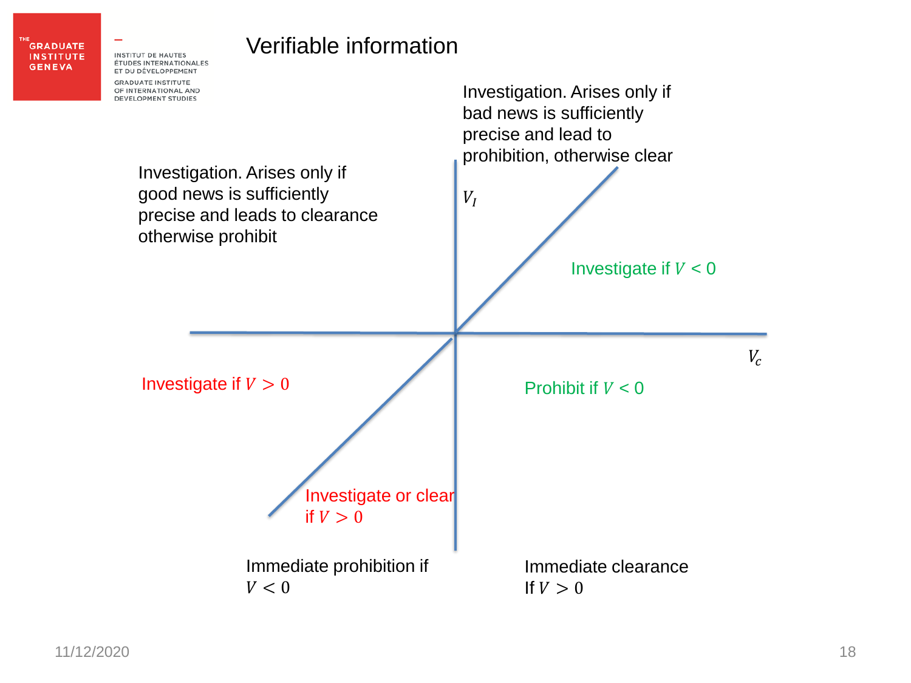# Verifiable information

Investigation. Arises only if bad news is sufficiently precise and lead to prohibition, otherwise clear

Investigation. Arises only if good news is sufficiently precise and leads to clearance otherwise prohibit

$V_I$

Investigate if $V < 0$

$V_c$

Investigate if $V > 0$

Prohibit if $V < 0$

Investigate or clear if $V > 0$

Immediate prohibition if $V < 0$

Immediate clearance If $V > 0$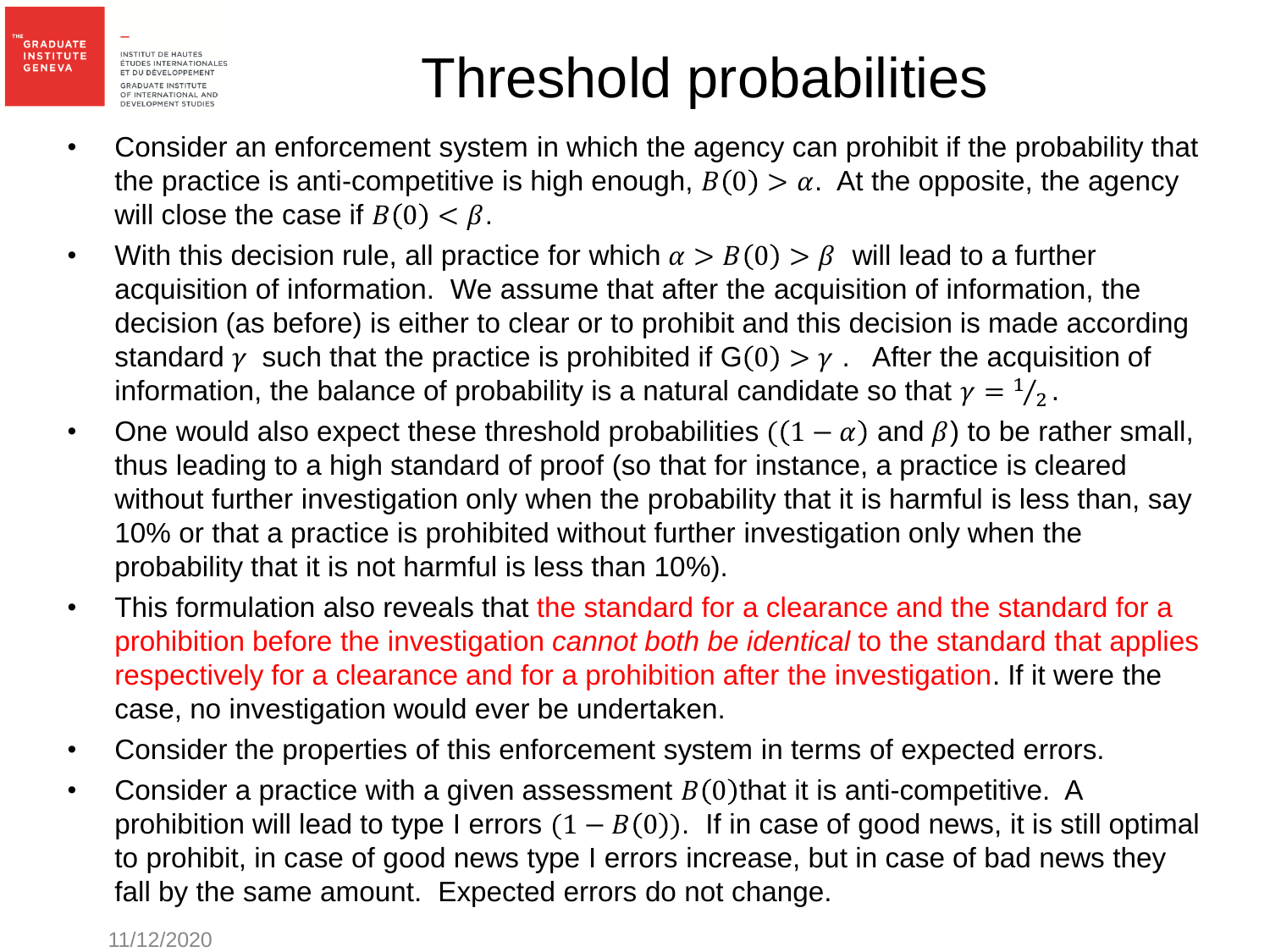# Threshold probabilities

- Consider an enforcement system in which the agency can prohibit if the probability that the practice is anti-competitive is high enough, $B(0) > \alpha$. At the opposite, the agency will close the case if $B(0) < \beta$.
- With this decision rule, all practice for which $\alpha > B(0) > \beta$ will lead to a further acquisition of information. We assume that after the acquisition of information, the decision (as before) is either to clear or to prohibit and this decision is made according standard $\gamma$ such that the practice is prohibited if $G(0) > \gamma$. After the acquisition of information, the balance of probability is a natural candidate so that $\gamma = {}^{1}/_{2}$.
- One would also expect these threshold probabilities ($(1-\alpha)$ and $\beta$) to be rather small, thus leading to a high standard of proof (so that for instance, a practice is cleared without further investigation only when the probability that it is harmful is less than, say 10% or that a practice is prohibited without further investigation only when the probability that it is not harmful is less than 10%).
- This formulation also reveals that the standard for a clearance and the standard for a prohibition before the investigation *cannot both be identical* to the standard that applies respectively for a clearance and for a prohibition after the investigation. If it were the case, no investigation would ever be undertaken.
- Consider the properties of this enforcement system in terms of expected errors.
- Consider a practice with a given assessment $B(0)$that it is anti-competitive. A prohibition will lead to type I errors $(1 - B(0))$. If in case of good news, it is still optimal to prohibit, in case of good news type I errors increase, but in case of bad news they fall by the same amount. Expected errors do not change.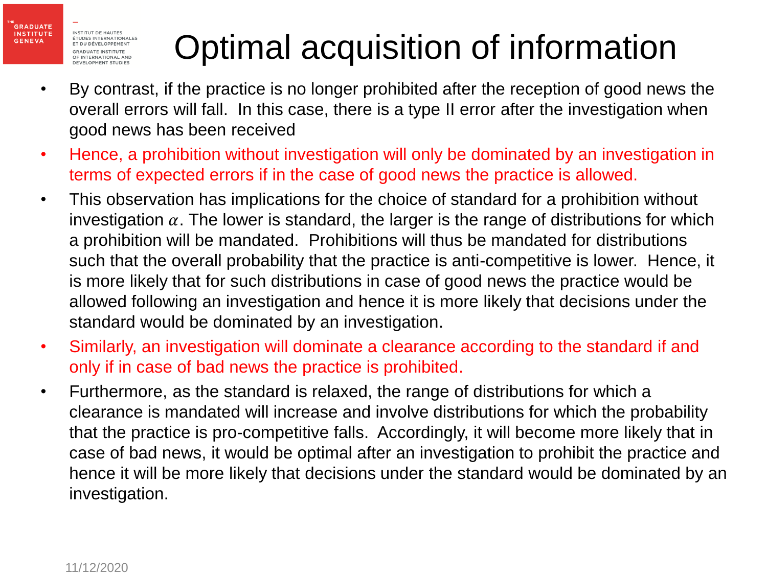# Optimal acquisition of information

- By contrast, if the practice is no longer prohibited after the reception of good news the overall errors will fall. In this case, there is a type II error after the investigation when good news has been received
- Hence, a prohibition without investigation will only be dominated by an investigation in terms of expected errors if in the case of good news the practice is allowed.
- This observation has implications for the choice of standard for a prohibition without investigation $\alpha$. The lower is standard, the larger is the range of distributions for which a prohibition will be mandated. Prohibitions will thus be mandated for distributions such that the overall probability that the practice is anti-competitive is lower. Hence, it is more likely that for such distributions in case of good news the practice would be allowed following an investigation and hence it is more likely that decisions under the standard would be dominated by an investigation.
- Similarly, an investigation will dominate a clearance according to the standard if and only if in case of bad news the practice is prohibited.
- Furthermore, as the standard is relaxed, the range of distributions for which a clearance is mandated will increase and involve distributions for which the probability that the practice is pro-competitive falls. Accordingly, it will become more likely that in case of bad news, it would be optimal after an investigation to prohibit the practice and hence it will be more likely that decisions under the standard would be dominated by an investigation.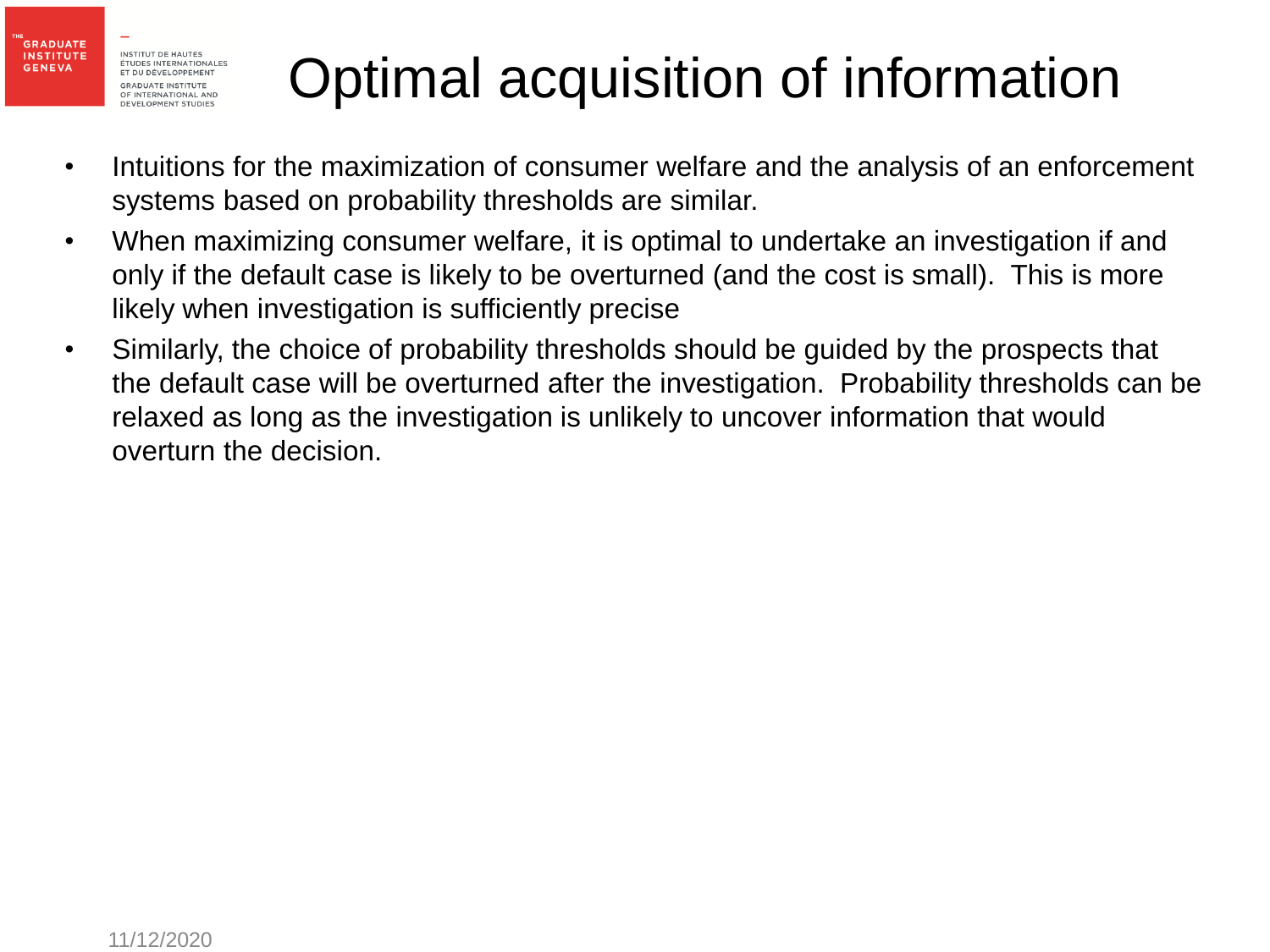# Optimal acquisition of information

- Intuitions for the maximization of consumer welfare and the analysis of an enforcement systems based on probability thresholds are similar.
- When maximizing consumer welfare, it is optimal to undertake an investigation if and only if the default case is likely to be overturned (and the cost is small). This is more likely when investigation is sufficiently precise
- Similarly, the choice of probability thresholds should be guided by the prospects that the default case will be overturned after the investigation. Probability thresholds can be relaxed as long as the investigation is unlikely to uncover information that would overturn the decision.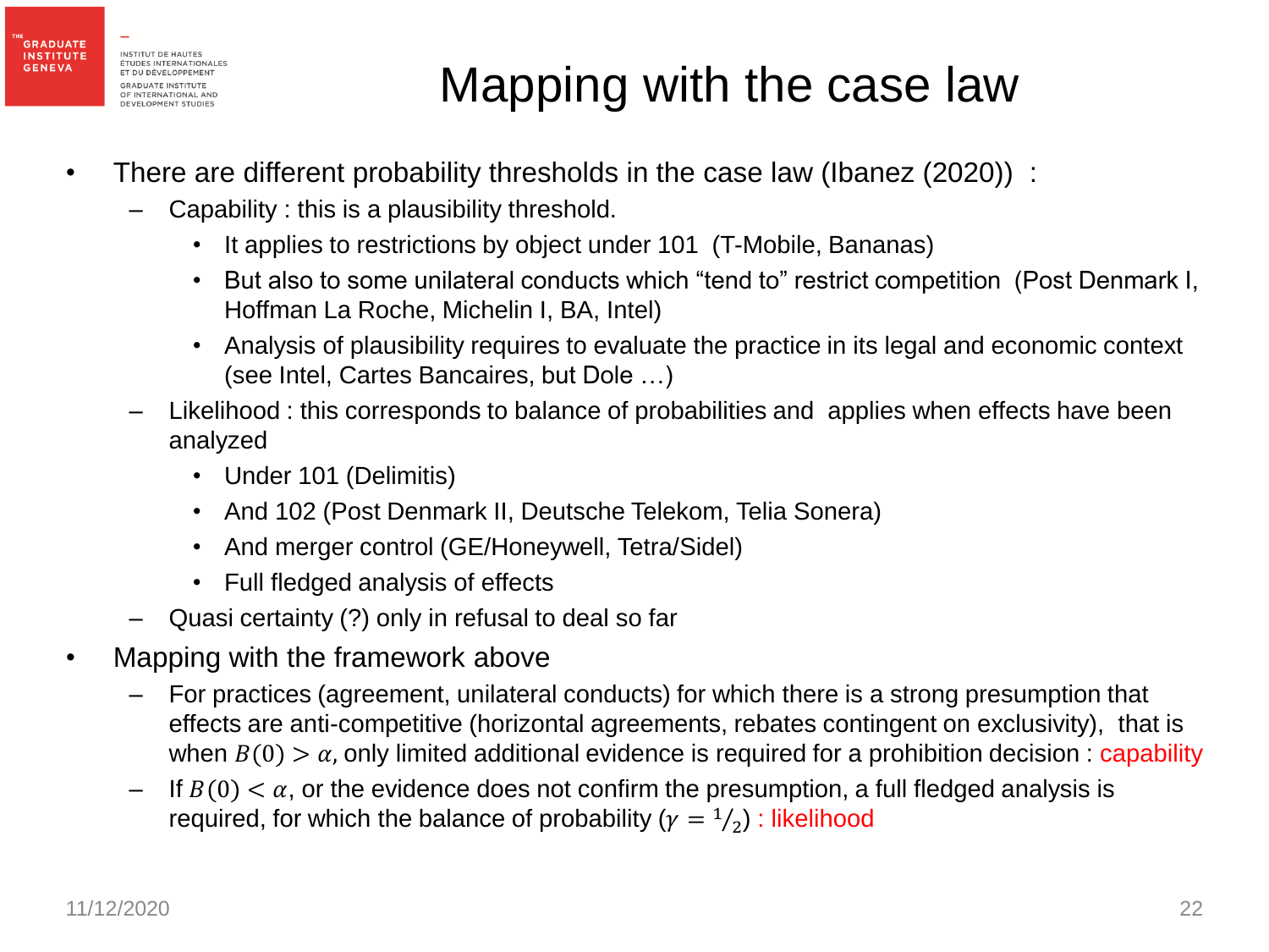# Mapping with the case law

- There are different probability thresholds in the case law (Ibanez (2020)) :
  - Capability : this is a plausibility threshold.
    - It applies to restrictions by object under 101 (T-Mobile, Bananas)
    - But also to some unilateral conducts which “tend to” restrict competition (Post Denmark I, Hoffman La Roche, Michelin I, BA, Intel)
    - Analysis of plausibility requires to evaluate the practice in its legal and economic context (see Intel, Cartes Bancaires, but Dole …)
  - Likelihood : this corresponds to balance of probabilities and applies when effects have been analyzed
    - Under 101 (Delimitis)
    - And 102 (Post Denmark II, Deutsche Telekom, Telia Sonera)
    - And merger control (GE/Honeywell, Tetra/Sidel)
    - Full fledged analysis of effects
  - Quasi certainty (?) only in refusal to deal so far
- Mapping with the framework above
  - For practices (agreement, unilateral conducts) for which there is a strong presumption that effects are anti-competitive (horizontal agreements, rebates contingent on exclusivity), that is when $B(0) > \alpha,$ only limited additional evidence is required for a prohibition decision : capability
  - If $B(0) < \alpha$, or the evidence does not confirm the presumption, a full fledged analysis is required, for which the balance of probability ($\gamma = {}^{1}/_{2}$) : likelihood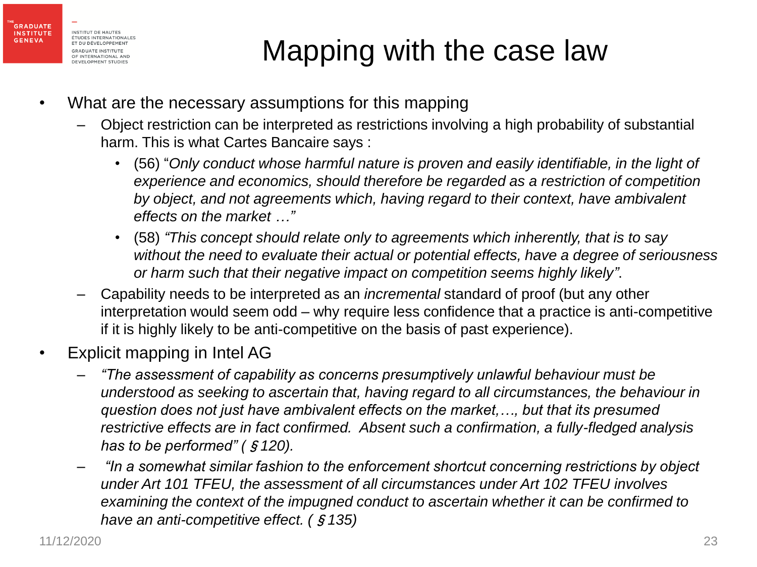# Mapping with the case law

- What are the necessary assumptions for this mapping
  - Object restriction can be interpreted as restrictions involving a high probability of substantial harm. This is what Cartes Bancaire says :
    - (56) "*Only conduct whose harmful nature is proven and easily identifiable, in the light of experience and economics, should therefore be regarded as a restriction of competition by object, and not agreements which, having regard to their context, have ambivalent effects on the market …"*
    - (58) *"This concept should relate only to agreements which inherently, that is to say without the need to evaluate their actual or potential effects, have a degree of seriousness or harm such that their negative impact on competition seems highly likely"*.
  - Capability needs to be interpreted as an *incremental* standard of proof (but any other interpretation would seem odd – why require less confidence that a practice is anti-competitive if it is highly likely to be anti-competitive on the basis of past experience).
- Explicit mapping in Intel AG
  - *"The assessment of capability as concerns presumptively unlawful behaviour must be understood as seeking to ascertain that, having regard to all circumstances, the behaviour in question does not just have ambivalent effects on the market,…, but that its presumed restrictive effects are in fact confirmed. Absent such a confirmation, a fully-fledged analysis has to be performed" (§120).*
  - *"In a somewhat similar fashion to the enforcement shortcut concerning restrictions by object under Art 101 TFEU, the assessment of all circumstances under Art 102 TFEU involves examining the context of the impugned conduct to ascertain whether it can be confirmed to have an anti-competitive effect. (§135)*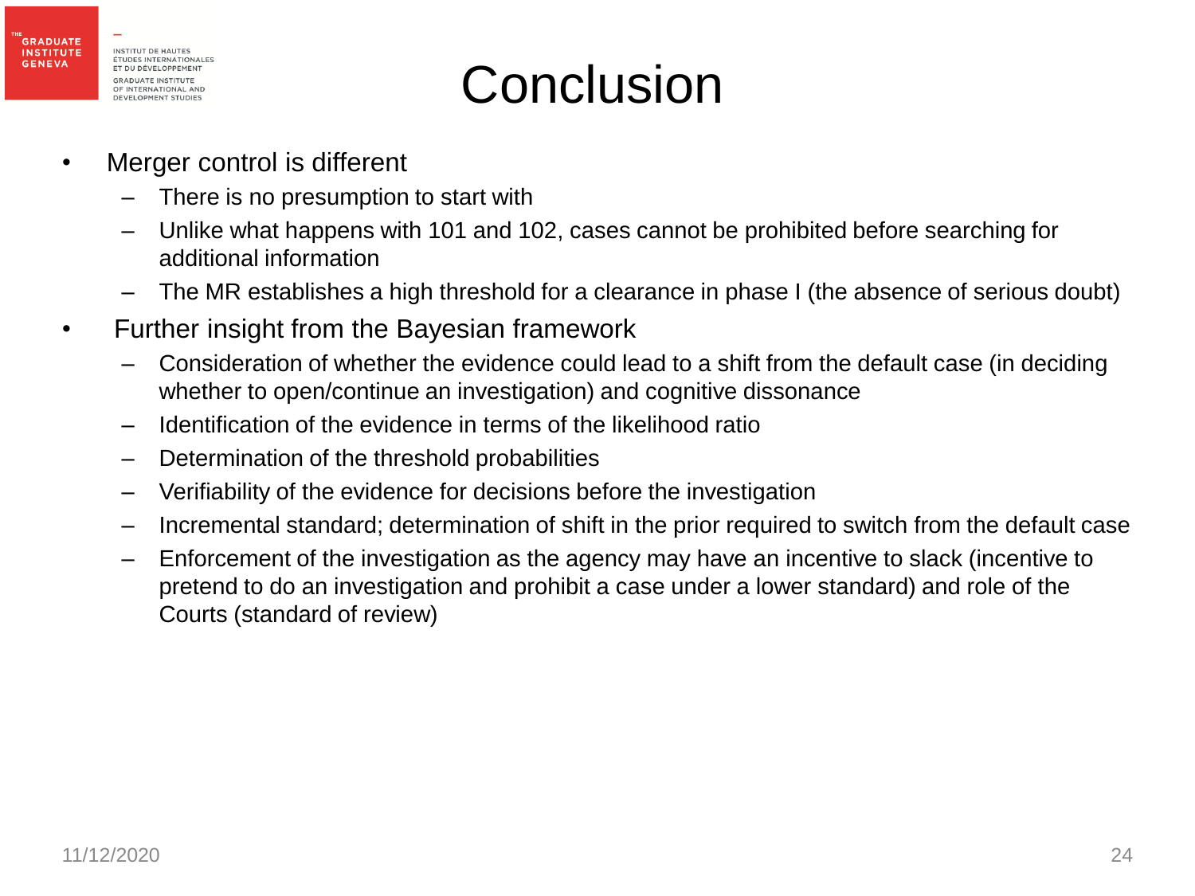# Conclusion

- Merger control is different
  - There is no presumption to start with
  - Unlike what happens with 101 and 102, cases cannot be prohibited before searching for additional information
  - The MR establishes a high threshold for a clearance in phase I (the absence of serious doubt)
- Further insight from the Bayesian framework
  - Consideration of whether the evidence could lead to a shift from the default case (in deciding whether to open/continue an investigation) and cognitive dissonance
  - Identification of the evidence in terms of the likelihood ratio
  - Determination of the threshold probabilities
  - Verifiability of the evidence for decisions before the investigation
  - Incremental standard; determination of shift in the prior required to switch from the default case
  - Enforcement of the investigation as the agency may have an incentive to slack (incentive to pretend to do an investigation and prohibit a case under a lower standard) and role of the Courts (standard of review)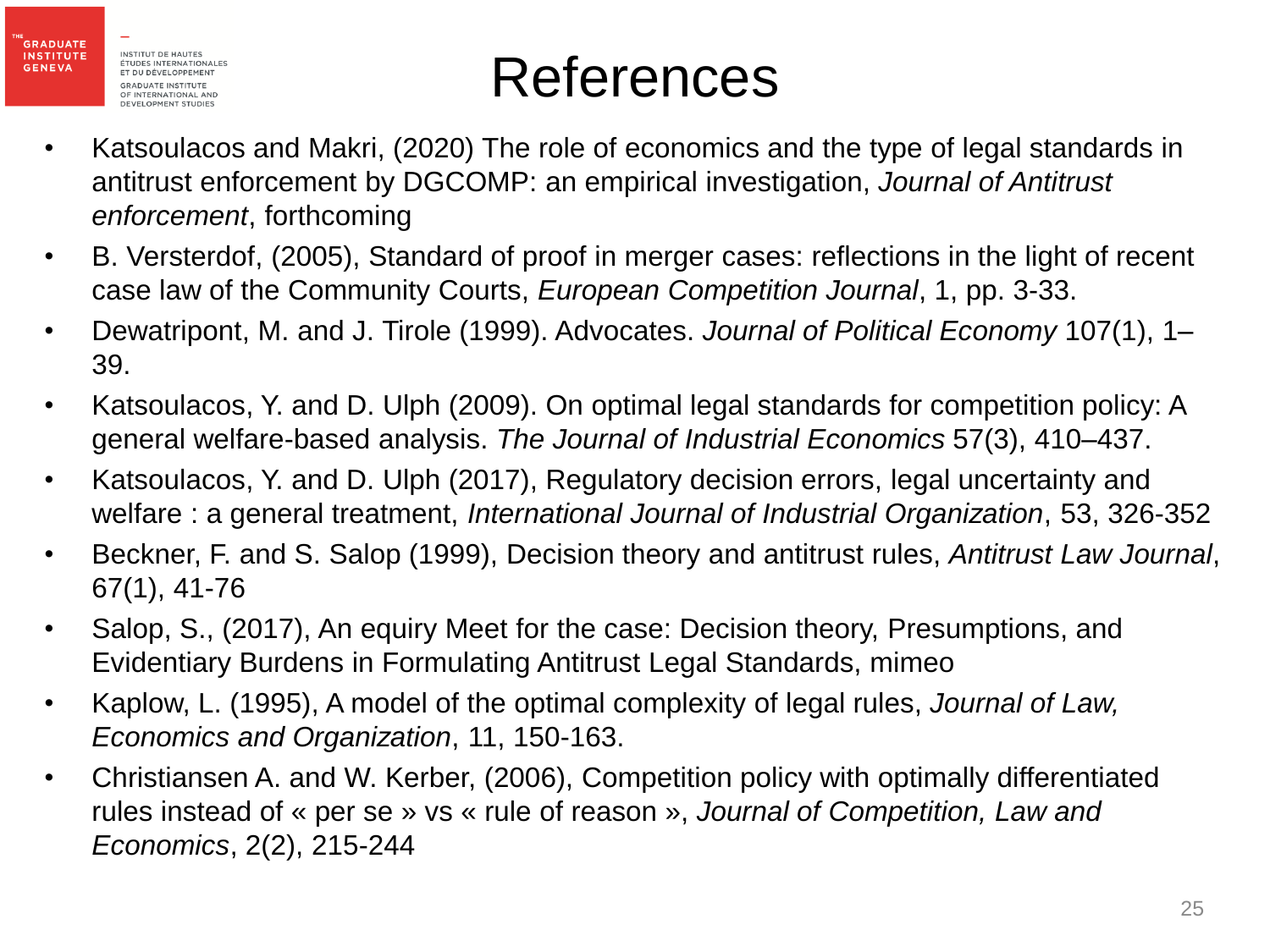# References

- Katsoulacos and Makri, (2020) The role of economics and the type of legal standards in antitrust enforcement by DGCOMP: an empirical investigation, *Journal of Antitrust enforcement*, forthcoming
- B. Versterdof, (2005), Standard of proof in merger cases: reflections in the light of recent case law of the Community Courts, *European Competition Journal*, 1, pp. 3-33.
- Dewatripont, M. and J. Tirole (1999). Advocates. *Journal of Political Economy* 107(1), 1–39.
- Katsoulacos, Y. and D. Ulph (2009). On optimal legal standards for competition policy: A general welfare-based analysis. *The Journal of Industrial Economics* 57(3), 410–437.
- Katsoulacos, Y. and D. Ulph (2017), Regulatory decision errors, legal uncertainty and welfare : a general treatment, *International Journal of Industrial Organization*, 53, 326-352
- Beckner, F. and S. Salop (1999), Decision theory and antitrust rules, *Antitrust Law Journal*, 67(1), 41-76
- Salop, S., (2017), An equiry Meet for the case: Decision theory, Presumptions, and Evidentiary Burdens in Formulating Antitrust Legal Standards, mimeo
- Kaplow, L. (1995), A model of the optimal complexity of legal rules, *Journal of Law, Economics and Organization*, 11, 150-163.
- Christiansen A. and W. Kerber, (2006), Competition policy with optimally differentiated rules instead of « per se » vs « rule of reason », *Journal of Competition, Law and Economics*, 2(2), 215-244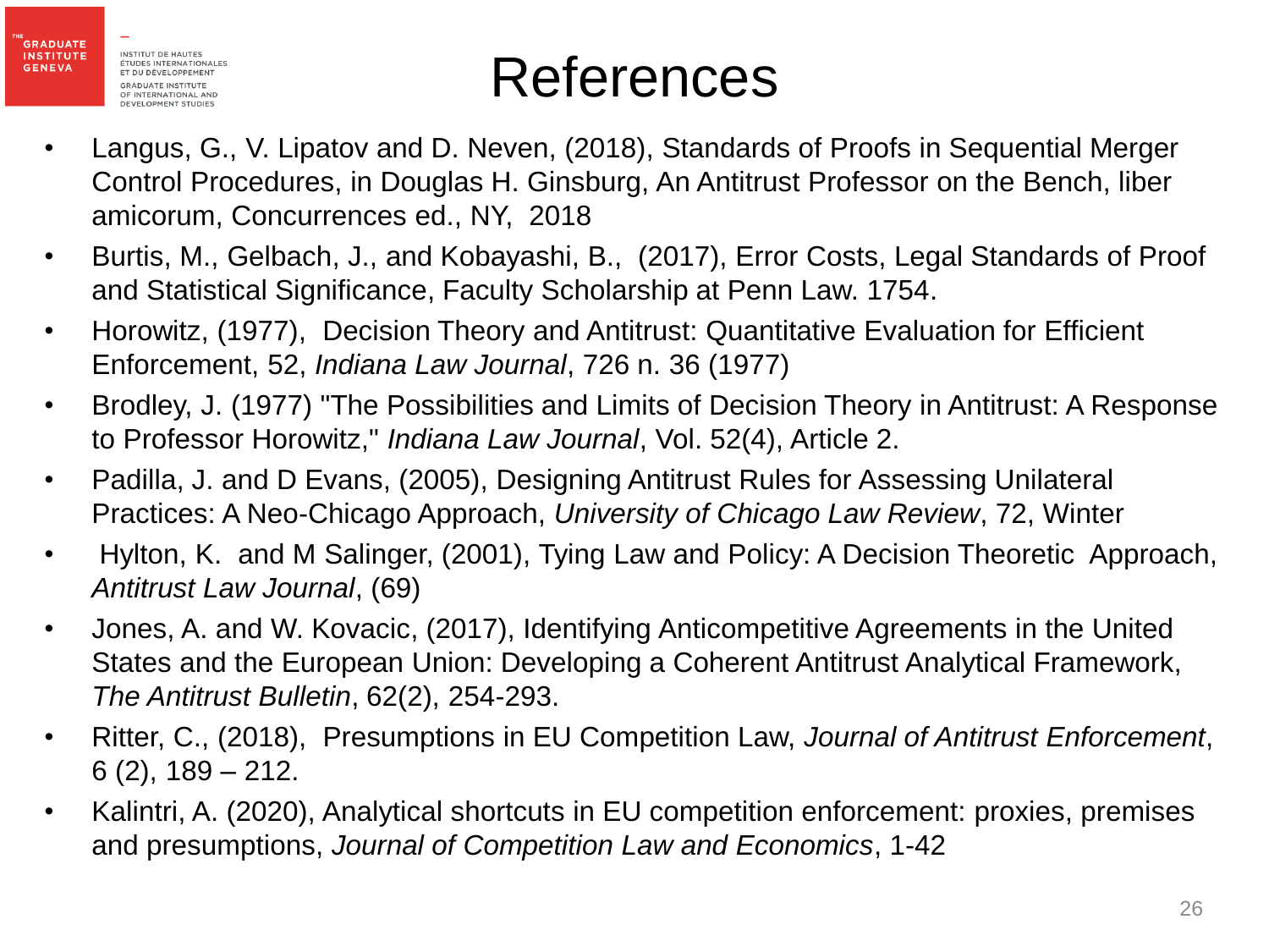# References

- Langus, G., V. Lipatov and D. Neven, (2018), Standards of Proofs in Sequential Merger Control Procedures, in Douglas H. Ginsburg, An Antitrust Professor on the Bench, liber amicorum, Concurrences ed., NY, 2018
- Burtis, M., Gelbach, J., and Kobayashi, B., (2017), Error Costs, Legal Standards of Proof and Statistical Significance, Faculty Scholarship at Penn Law. 1754.
- Horowitz, (1977), Decision Theory and Antitrust: Quantitative Evaluation for Efficient Enforcement, 52, *Indiana Law Journal*, 726 n. 36 (1977)
- Brodley, J. (1977) "The Possibilities and Limits of Decision Theory in Antitrust: A Response to Professor Horowitz," *Indiana Law Journal*, Vol. 52(4), Article 2.
- Padilla, J. and D Evans, (2005), Designing Antitrust Rules for Assessing Unilateral Practices: A Neo-Chicago Approach, *University of Chicago Law Review*, 72, Winter
- Hylton, K. and M Salinger, (2001), Tying Law and Policy: A Decision Theoretic Approach, *Antitrust Law Journal*, (69)
- Jones, A. and W. Kovacic, (2017), Identifying Anticompetitive Agreements in the United States and the European Union: Developing a Coherent Antitrust Analytical Framework, *The Antitrust Bulletin*, 62(2), 254-293.
- Ritter, C., (2018), Presumptions in EU Competition Law, *Journal of Antitrust Enforcement*, 6 (2), 189 – 212.
- Kalintri, A. (2020), Analytical shortcuts in EU competition enforcement: proxies, premises and presumptions, *Journal of Competition Law and Economics*, 1-42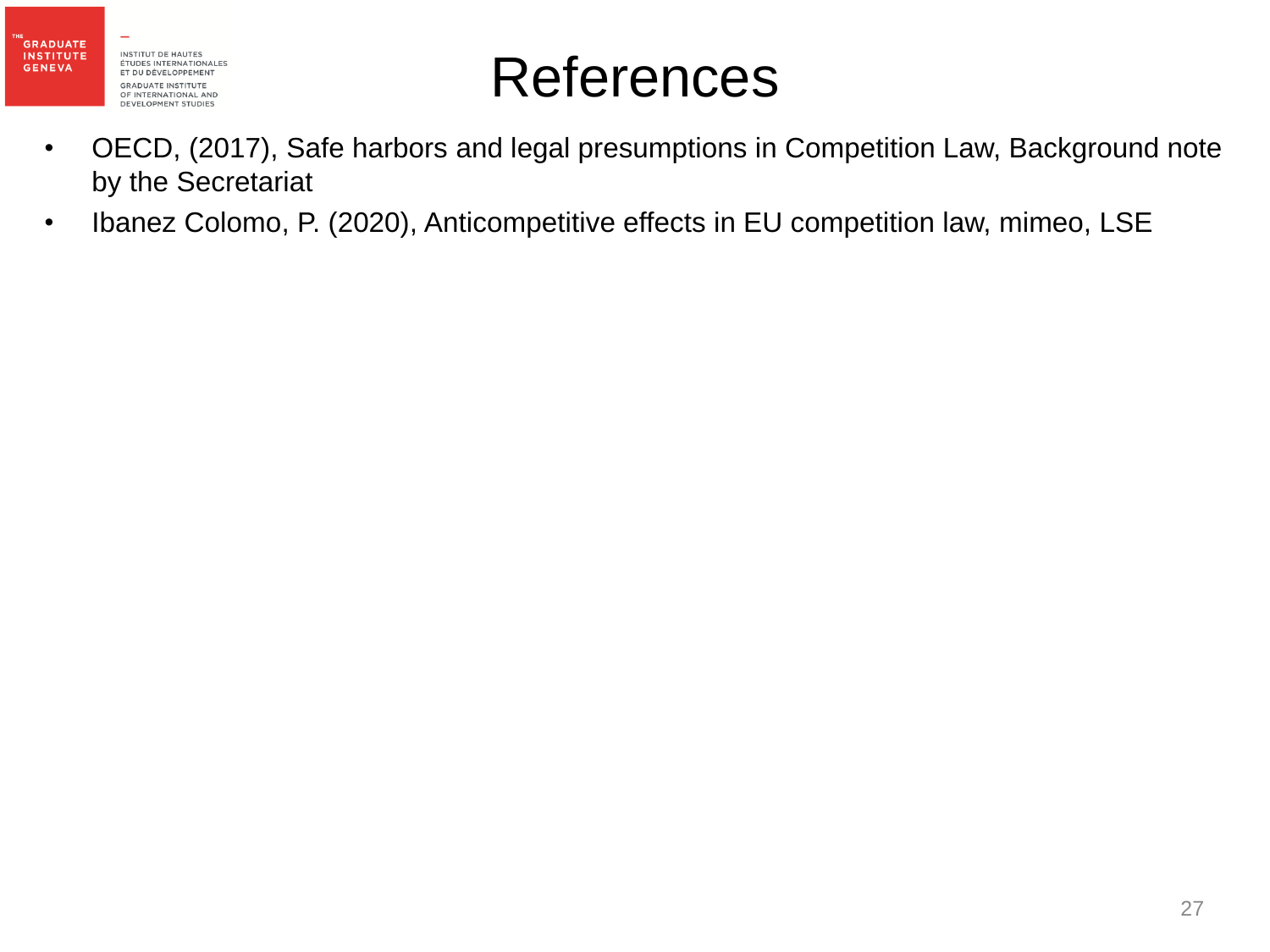# References

- OECD, (2017), Safe harbors and legal presumptions in Competition Law, Background note by the Secretariat
- Ibanez Colomo, P. (2020), Anticompetitive effects in EU competition law, mimeo, LSE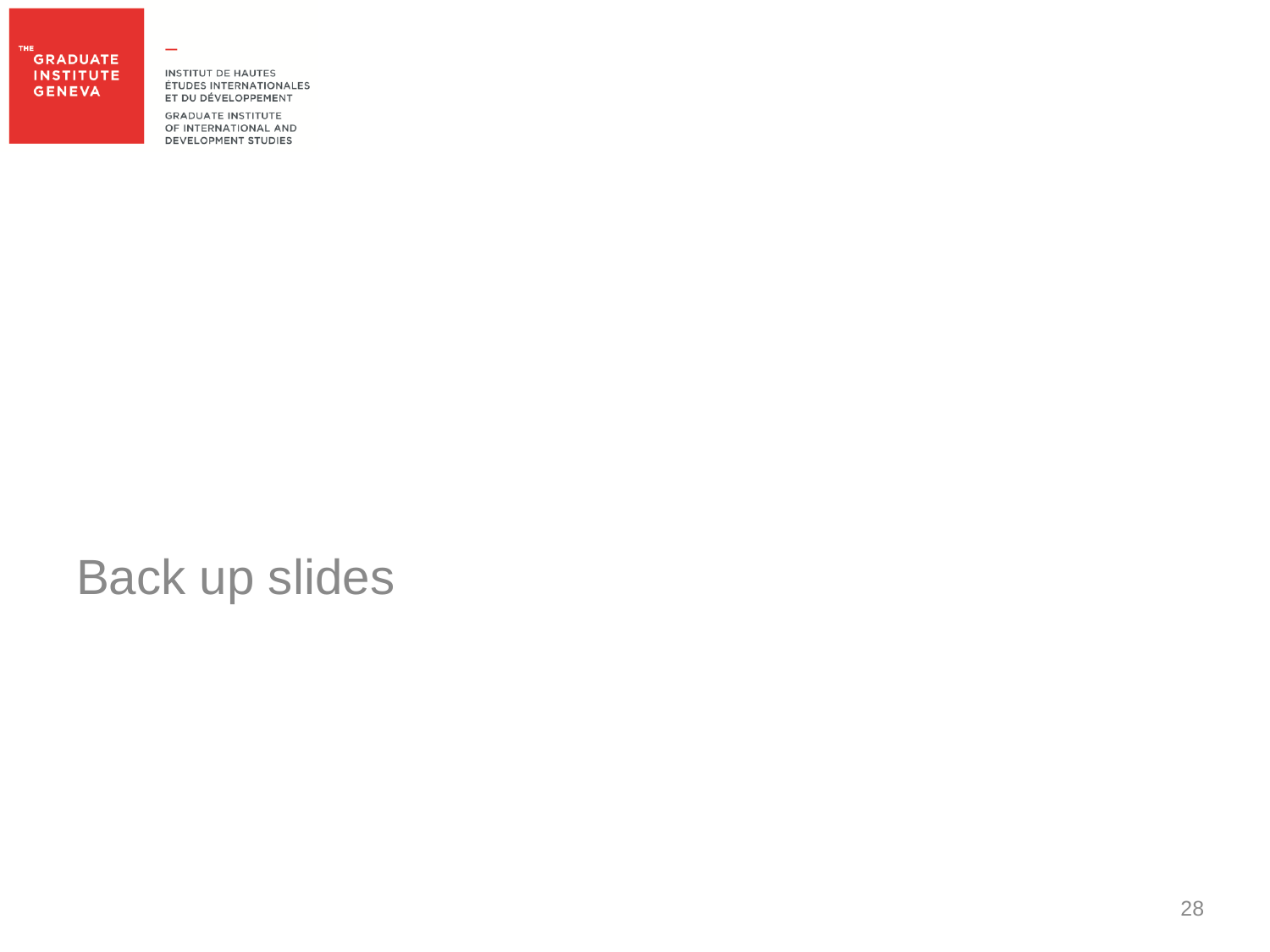# Back up slides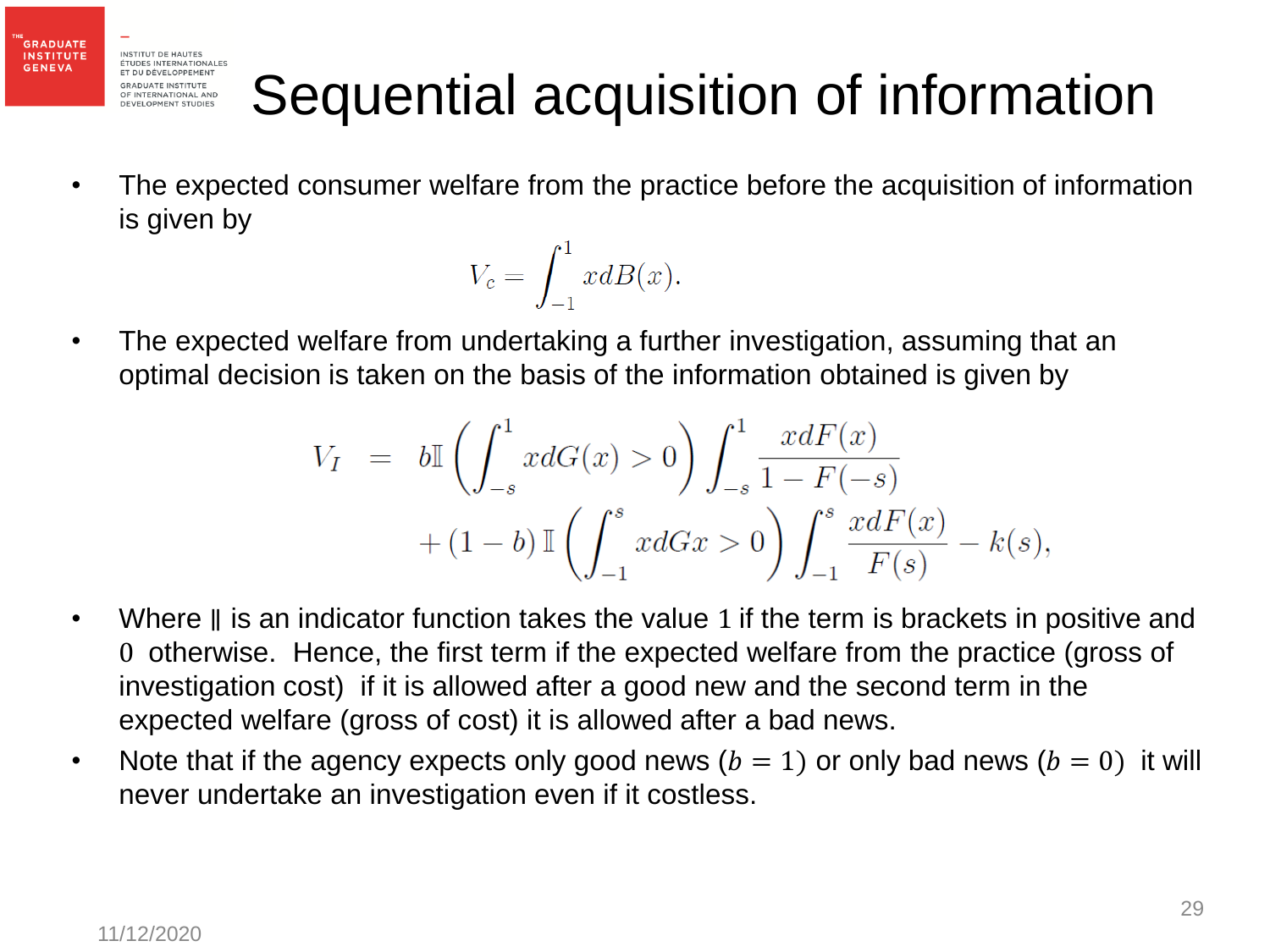# Sequential acquisition of information

- The expected consumer welfare from the practice before the acquisition of information is given by

$$V_c = \int_{-1}^{1} x dB(x).$$

- The expected welfare from undertaking a further investigation, assuming that an optimal decision is taken on the basis of the information obtained is given by

$$\begin{aligned} V_I &= b\mathbb{I}\left(\int_{-s}^{1} x dG(x) > 0\right) \int_{-s}^{1} \frac{x dF(x)}{1 - F(-s)} \\ &\quad + (1-b)\,\mathbb{I}\left(\int_{-1}^{s} x dGx > 0\right) \int_{-1}^{s} \frac{x dF(x)}{F(s)} - k(s), \end{aligned}$$

- Where $\mathbb{I}$ is an indicator function takes the value $1$ if the term is brackets in positive and $0$ otherwise. Hence, the first term if the expected welfare from the practice (gross of investigation cost) if it is allowed after a good new and the second term in the expected welfare (gross of cost) it is allowed after a bad news.
- Note that if the agency expects only good news ($b = 1$) or only bad news ($b = 0$) it will never undertake an investigation even if it costless.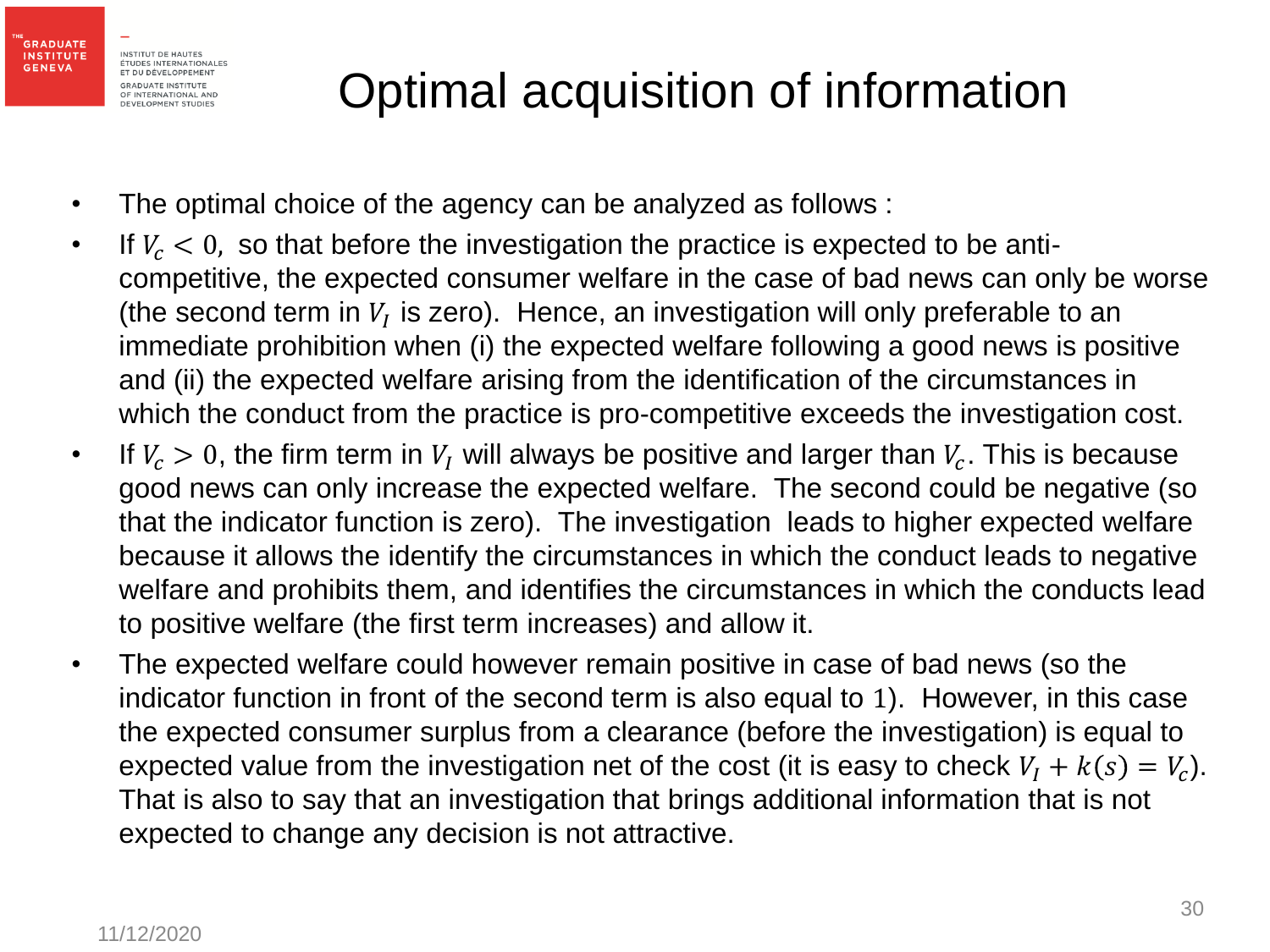# Optimal acquisition of information

- The optimal choice of the agency can be analyzed as follows :
- If $V_c < 0$, so that before the investigation the practice is expected to be anti-competitive, the expected consumer welfare in the case of bad news can only be worse (the second term in $V_I$ is zero). Hence, an investigation will only preferable to an immediate prohibition when (i) the expected welfare following a good news is positive and (ii) the expected welfare arising from the identification of the circumstances in which the conduct from the practice is pro-competitive exceeds the investigation cost.
- If $V_c > 0$, the firm term in $V_I$ will always be positive and larger than $V_c$. This is because good news can only increase the expected welfare. The second could be negative (so that the indicator function is zero). The investigation leads to higher expected welfare because it allows the identify the circumstances in which the conduct leads to negative welfare and prohibits them, and identifies the circumstances in which the conducts lead to positive welfare (the first term increases) and allow it.
- The expected welfare could however remain positive in case of bad news (so the indicator function in front of the second term is also equal to $1$). However, in this case the expected consumer surplus from a clearance (before the investigation) is equal to expected value from the investigation net of the cost (it is easy to check $V_I + k(s) = V_c$). That is also to say that an investigation that brings additional information that is not expected to change any decision is not attractive.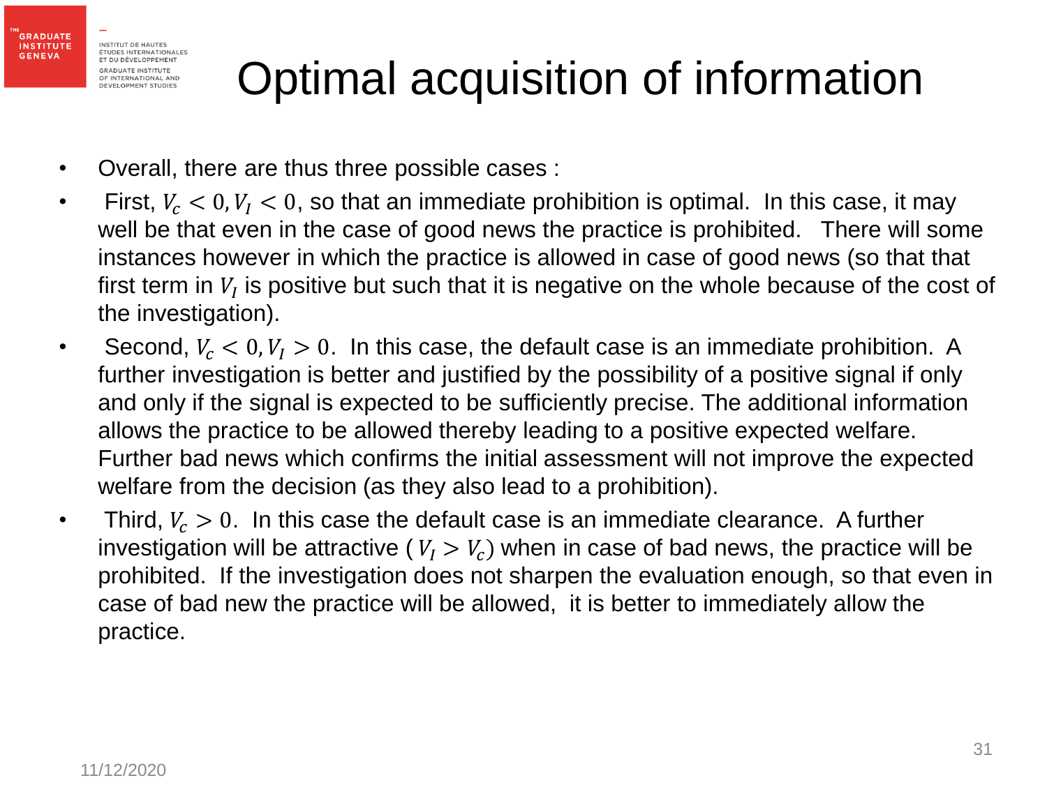# Optimal acquisition of information

- Overall, there are thus three possible cases :
- First, $V_c < 0, V_I < 0$, so that an immediate prohibition is optimal. In this case, it may well be that even in the case of good news the practice is prohibited. There will some instances however in which the practice is allowed in case of good news (so that that first term in $V_I$ is positive but such that it is negative on the whole because of the cost of the investigation).
- Second, $V_c < 0, V_I > 0$. In this case, the default case is an immediate prohibition. A further investigation is better and justified by the possibility of a positive signal if only and only if the signal is expected to be sufficiently precise. The additional information allows the practice to be allowed thereby leading to a positive expected welfare. Further bad news which confirms the initial assessment will not improve the expected welfare from the decision (as they also lead to a prohibition).
- Third, $V_c > 0$. In this case the default case is an immediate clearance. A further investigation will be attractive ($V_I > V_c$) when in case of bad news, the practice will be prohibited. If the investigation does not sharpen the evaluation enough, so that even in case of bad new the practice will be allowed, it is better to immediately allow the practice.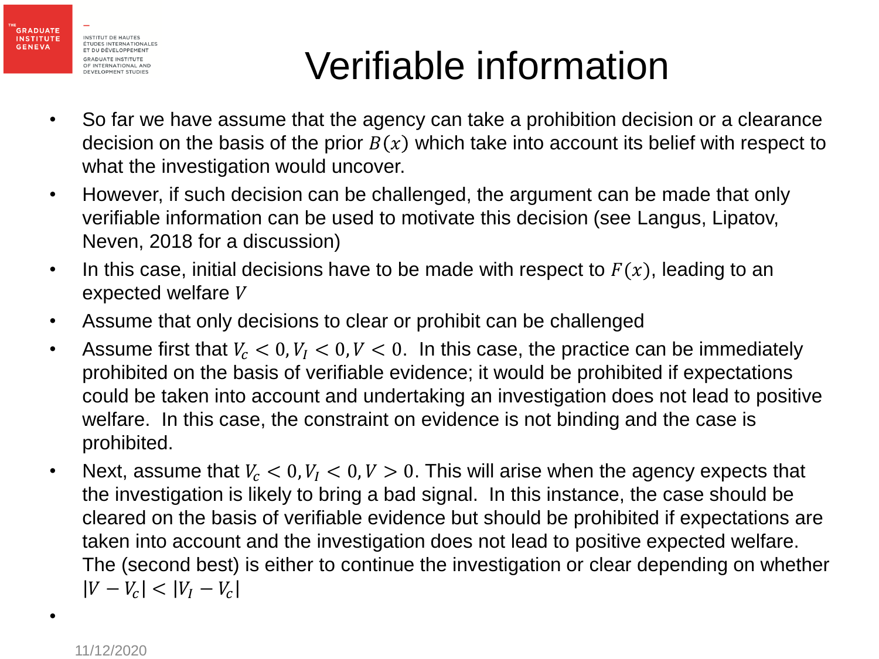# Verifiable information

- So far we have assume that the agency can take a prohibition decision or a clearance decision on the basis of the prior $B(x)$ which take into account its belief with respect to what the investigation would uncover.
- However, if such decision can be challenged, the argument can be made that only verifiable information can be used to motivate this decision (see Langus, Lipatov, Neven, 2018 for a discussion)
- In this case, initial decisions have to be made with respect to $F(x)$, leading to an expected welfare $V$
- Assume that only decisions to clear or prohibit can be challenged
- Assume first that $V_c < 0, V_I < 0, V < 0$. In this case, the practice can be immediately prohibited on the basis of verifiable evidence; it would be prohibited if expectations could be taken into account and undertaking an investigation does not lead to positive welfare. In this case, the constraint on evidence is not binding and the case is prohibited.
- Next, assume that $V_c < 0, V_I < 0, V > 0$. This will arise when the agency expects that the investigation is likely to bring a bad signal. In this instance, the case should be cleared on the basis of verifiable evidence but should be prohibited if expectations are taken into account and the investigation does not lead to positive expected welfare. The (second best) is either to continue the investigation or clear depending on whether $|V - V_c| < |V_I - V_c|$
-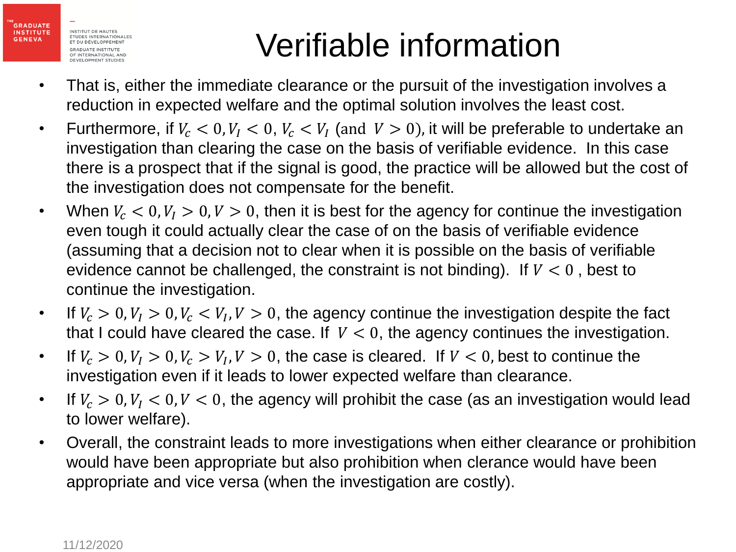# Verifiable information

- That is, either the immediate clearance or the pursuit of the investigation involves a reduction in expected welfare and the optimal solution involves the least cost.
- Furthermore, if $V_c < 0, V_I < 0, V_c < V_I$ (and $V > 0$), it will be preferable to undertake an investigation than clearing the case on the basis of verifiable evidence. In this case there is a prospect that if the signal is good, the practice will be allowed but the cost of the investigation does not compensate for the benefit.
- When $V_c < 0, V_I > 0, V > 0$, then it is best for the agency for continue the investigation even tough it could actually clear the case of on the basis of verifiable evidence (assuming that a decision not to clear when it is possible on the basis of verifiable evidence cannot be challenged, the constraint is not binding). If $V < 0$ , best to continue the investigation.
- If $V_c > 0, V_I > 0, V_c < V_I, V > 0$, the agency continue the investigation despite the fact that I could have cleared the case. If $V < 0$, the agency continues the investigation.
- If $V_c > 0, V_I > 0, V_c > V_I, V > 0$, the case is cleared. If $V < 0$, best to continue the investigation even if it leads to lower expected welfare than clearance.
- If $V_c > 0, V_I < 0, V < 0$, the agency will prohibit the case (as an investigation would lead to lower welfare).
- Overall, the constraint leads to more investigations when either clearance or prohibition would have been appropriate but also prohibition when clerance would have been appropriate and vice versa (when the investigation are costly).